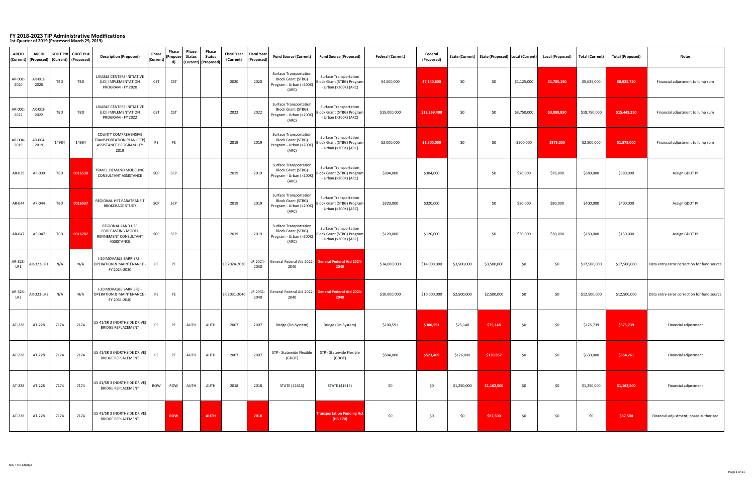# FY 2018-2023 TIP Administrative Modifications

**1st Quarter of 2019 (Processed March 29, 2019)**

| ARCID (Current) | ARCID (Proposed) | GDOT PI# (Current) | GDOT PI # (Proposed) | Description (Proposed) | Phase (Current) | Phase (Proposed) | Phase Status (Current) | Phase Status (Proposed) | Fiscal Year (Current) | Fiscal Year (Proposed) | Fund Source (Current) | Fund Source (Proposed) | Federal (Current) | Federal (Proposed) | State (Current) | State (Proposed) | Local (Current) | Local (Proposed) | Total (Current) | Total (Proposed) | Notes |
|---|---|---|---|---|---|---|---|---|---|---|---|---|---|---|---|---|---|---|---|---|---|
| AR-002-2020 | AR-002-2020 | TBD | TBD | LIVABLE CENTERS INITIATIVE (LCI) IMPLEMENTATION PROGRAM - FY 2020 | CST | CST | | | 2020 | 2020 | Surface Transportation Block Grant (STBG) Program - Urban (>200K) (ARC) | Surface Transportation Block Grant (STBG) Program - Urban (>200K) (ARC) | $4,500,000 | $7,140,600 | $0 | $0 | $1,125,000 | $1,785,150 | $5,625,000 | $8,925,750 | Financial adjustment to lump sum |
| AR-002-2022 | AR-002-2022 | TBD | TBD | LIVABLE CENTERS INITIATIVE (LCI) IMPLEMENTATION PROGRAM - FY 2022 | CST | CST | | | 2022 | 2022 | Surface Transportation Block Grant (STBG) Program - Urban (>200K) (ARC) | Surface Transportation Block Grant (STBG) Program - Urban (>200K) (ARC) | $15,000,000 | $12,359,400 | $0 | $0 | $3,750,000 | $3,089,850 | $18,750,000 | $15,449,250 | Financial adjustment to lump sum |
| AR-004-2019 | AR-004-2019 | 14984 | 14984 | COUNTY COMPREHENSIVE TRANSPORTATION PLAN (CTP) ASSISTANCE PROGRAM - FY 2019 | PE | PE | | | 2019 | 2019 | Surface Transportation Block Grant (STBG) Program - Urban (>200K) (ARC) | Surface Transportation Block Grant (STBG) Program - Urban (>200K) (ARC) | $2,000,000 | $1,500,000 | $0 | $0 | $500,000 | $375,000 | $2,500,000 | $1,875,000 | Financial adjustment to lump sum |
| AR-039 | AR-039 | TBD | 0016538 | TRAVEL DEMAND MODELING CONSULTANT ASSISTANCE | SCP | SCP | | | 2019 | 2019 | Surface Transportation Block Grant (STBG) Program - Urban (>200K) (ARC) | Surface Transportation Block Grant (STBG) Program - Urban (>200K) (ARC) | $304,000 | $304,000 | | $0 | $76,000 | $76,000 | $380,000 | $380,000 | Assign GDOT PI |
| AR-044 | AR-044 | TBD | 0016537 | REGIONAL HST PARATRANSIT BROKERAGE STUDY | SCP | SCP | | | 2019 | 2019 | Surface Transportation Block Grant (STBG) Program - Urban (>200K) (ARC) | Surface Transportation Block Grant (STBG) Program - Urban (>200K) (ARC) | $320,000 | $320,000 | | $0 | $80,000 | $80,000 | $400,000 | $400,000 | Assign GDOT PI |
| AR-047 | AR-047 | TBD | 0016782 | REGIONAL LAND USE FORECASTING MODEL REFINEMENT CONSULTANT ASSISTANCE | SCP | SCP | | | 2019 | 2019 | Surface Transportation Block Grant (STBG) Program - Urban (>200K) (ARC) | Surface Transportation Block Grant (STBG) Program - Urban (>200K) (ARC) | $120,000 | $120,000 | | $0 | $30,000 | $30,000 | $150,000 | $150,000 | Assign GDOT PI |
| AR-323-LR1 | AR-323-LR1 | N/A | N/A | I-20 MOVABLE BARRIERS - OPERATION & MAINTENANCE - FY 2024-2030 | PE | PE | | | LR 2024-2030 | LR 2024-2030 | General Federal Aid 2022-2040 | General Federal Aid 2024-2040 | $14,000,000 | $14,000,000 | $3,500,000 | $3,500,000 | $0 | $0 | $17,500,000 | $17,500,000 | Data entry error correction for fund source |
| AR-323-LR2 | AR-323-LR2 | N/A | N/A | I-20 MOVABLE BARRIERS - OPERATION & MAINTENANCE - FY 2031-2040 | PE | PE | | | LR 2031-2040 | LR 2031-2040 | General Federal Aid 2022-2040 | General Federal Aid 2024-2040 | $10,000,000 | $10,000,000 | $2,500,000 | $2,500,000 | $0 | $0 | $12,500,000 | $12,500,000 | Data entry error correction for fund source |
| AT-228 | AT-228 | 7174 | 7174 | US 41/SR 3 (NORTHSIDE DRIVE) BRIDGE REPLACEMENT | PE | PE | AUTH | AUTH | 2007 | 2007 | Bridge (On-System) | Bridge (On-System) | $100,591 | $300,591 | $25,148 | $75,148 | $0 | $0 | $125,739 | $375,739 | Financial adjustment |
| AT-228 | AT-228 | 7174 | 7174 | US 41/SR 3 (NORTHSIDE DRIVE) BRIDGE REPLACEMENT | PE | PE | AUTH | AUTH | 2007 | 2007 | STP - Statewide Flexible (GDOT) | STP - Statewide Flexible (GDOT) | $504,000 | $523,409 | $126,000 | $130,852 | $0 | $0 | $630,000 | $654,261 | Financial adjustment |
| AT-228 | AT-228 | 7174 | 7174 | US 41/SR 3 (NORTHSIDE DRIVE) BRIDGE REPLACEMENT | ROW | ROW | AUTH | AUTH | 2018 | 2018 | STATE (41613) | STATE (41613) | $0 | $0 | $1,250,000 | $1,162,500 | $0 | $0 | $1,250,000 | $1,162,500 | Financial adjustment |
| AT-228 | AT-228 | 7174 | 7174 | US 41/SR 3 (NORTHSIDE DRIVE) BRIDGE REPLACEMENT | | ROW | | AUTH | | 2018 | | Transportation Funding Act (HB 170) | $0 | $0 | $0 | $87,500 | $0 | $0 | $0 | $87,500 | Financial adjustment; phase authorized |

N/C = No Change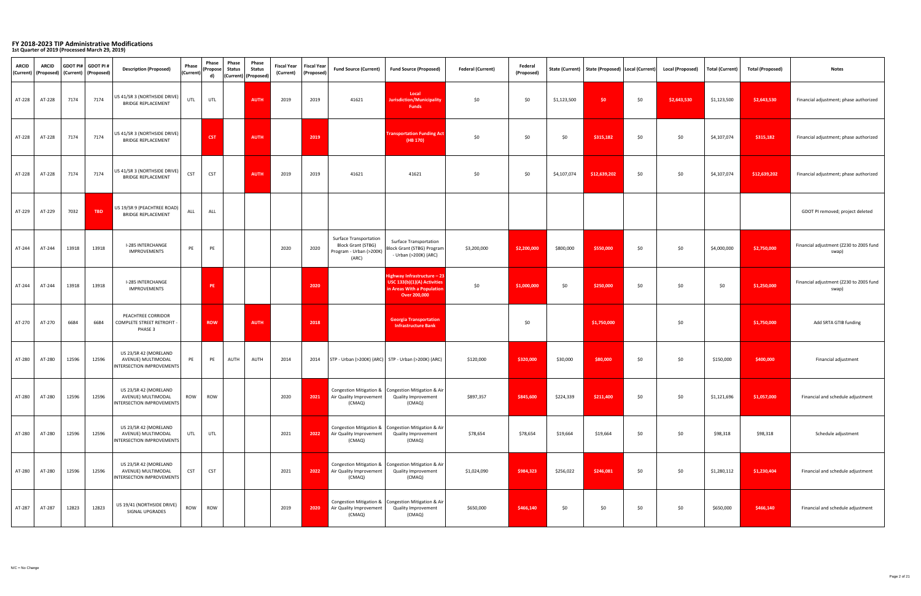# FY 2018-2023 TIP Administrative Modifications

**1st Quarter of 2019 (Processed March 29, 2019)**

| ARCID (Current) | ARCID (Proposed) | GDOT PI# (Current) | GDOT PI # (Proposed) | Description (Proposed) | Phase (Current) | Phase (Proposed) | Phase Status (Current) | Phase Status (Proposed) | Fiscal Year (Current) | Fiscal Year (Proposed) | Fund Source (Current) | Fund Source (Proposed) | Federal (Current) | Federal (Proposed) | State (Current) | State (Proposed) | Local (Current) | Local (Proposed) | Total (Current) | Total (Proposed) | Notes |
|---|---|---|---|---|---|---|---|---|---|---|---|---|---|---|---|---|---|---|---|---|---|
| AT-228 | AT-228 | 7174 | 7174 | US 41/SR 3 (NORTHSIDE DRIVE) BRIDGE REPLACEMENT | UTL | UTL | | AUTH | 2019 | 2019 | 41621 | Local Jurisdiction/Municipality Funds | $0 | $0 | $1,123,500 | $0 | $0 | $2,643,530 | $1,123,500 | $2,643,530 | Financial adjustment; phase authorized |
| AT-228 | AT-228 | 7174 | 7174 | US 41/SR 3 (NORTHSIDE DRIVE) BRIDGE REPLACEMENT | | CST | | AUTH | | 2019 | | Transportation Funding Act (HB 170) | $0 | $0 | $0 | $315,182 | $0 | $0 | $4,107,074 | $315,182 | Financial adjustment; phase authorized |
| AT-228 | AT-228 | 7174 | 7174 | US 41/SR 3 (NORTHSIDE DRIVE) BRIDGE REPLACEMENT | CST | CST | | AUTH | 2019 | 2019 | 41621 | 41621 | $0 | $0 | $4,107,074 | $12,639,202 | $0 | $0 | $4,107,074 | $12,639,202 | Financial adjustment; phase authorized |
| AT-229 | AT-229 | 7032 | TBD | US 19/SR 9 (PEACHTREE ROAD) BRIDGE REPLACEMENT | ALL | ALL | | | | | | | | | | | | | | | GDOT PI removed; project deleted |
| AT-244 | AT-244 | 13918 | 13918 | I-285 INTERCHANGE IMPROVEMENTS | PE | PE | | | 2020 | 2020 | Surface Transportation Block Grant (STBG) Program - Urban (>200K) (ARC) | Surface Transportation Block Grant (STBG) Program - Urban (>200K) (ARC) | $3,200,000 | $2,200,000 | $800,000 | $550,000 | $0 | $0 | $4,000,000 | $2,750,000 | Financial adjustment (Z230 to Z005 fund swap) |
| AT-244 | AT-244 | 13918 | 13918 | I-285 INTERCHANGE IMPROVEMENTS | | PE | | | | 2020 | | Highway Infrastructure – 23 USC 133(b)(1)(A) Activities in Areas With a Population Over 200,000 | $0 | $1,000,000 | $0 | $250,000 | $0 | $0 | $0 | $1,250,000 | Financial adjustment (Z230 to Z005 fund swap) |
| AT-270 | AT-270 | 6684 | 6684 | PEACHTREE CORRIDOR COMPLETE STREET RETROFIT - PHASE 3 | | ROW | | AUTH | | 2018 | | Georgia Transportation Infrastructure Bank | | $0 | | $1,750,000 | | $0 | | $1,750,000 | Add SRTA GTIB funding |
| AT-280 | AT-280 | 12596 | 12596 | US 23/SR 42 (MORELAND AVENUE) MULTIMODAL INTERSECTION IMPROVEMENTS | PE | PE | AUTH | AUTH | 2014 | 2014 | STP - Urban (>200K) (ARC) | STP - Urban (>200K) (ARC) | $120,000 | $320,000 | $30,000 | $80,000 | $0 | $0 | $150,000 | $400,000 | Financial adjustment |
| AT-280 | AT-280 | 12596 | 12596 | US 23/SR 42 (MORELAND AVENUE) MULTIMODAL INTERSECTION IMPROVEMENTS | ROW | ROW | | | 2020 | 2021 | Congestion Mitigation & Air Quality Improvement (CMAQ) | Congestion Mitigation & Air Quality Improvement (CMAQ) | $897,357 | $845,600 | $224,339 | $211,400 | $0 | $0 | $1,121,696 | $1,057,000 | Financial and schedule adjustment |
| AT-280 | AT-280 | 12596 | 12596 | US 23/SR 42 (MORELAND AVENUE) MULTIMODAL INTERSECTION IMPROVEMENTS | UTL | UTL | | | 2021 | 2022 | Congestion Mitigation & Air Quality Improvement (CMAQ) | Congestion Mitigation & Air Quality Improvement (CMAQ) | $78,654 | $78,654 | $19,664 | $19,664 | $0 | $0 | $98,318 | $98,318 | Schedule adjustment |
| AT-280 | AT-280 | 12596 | 12596 | US 23/SR 42 (MORELAND AVENUE) MULTIMODAL INTERSECTION IMPROVEMENTS | CST | CST | | | 2021 | 2022 | Congestion Mitigation & Air Quality Improvement (CMAQ) | Congestion Mitigation & Air Quality Improvement (CMAQ) | $1,024,090 | $984,323 | $256,022 | $246,081 | $0 | $0 | $1,280,112 | $1,230,404 | Financial and schedule adjustment |
| AT-287 | AT-287 | 12823 | 12823 | US 19/41 (NORTHSIDE DRIVE) SIGNAL UPGRADES | ROW | ROW | | | 2019 | 2020 | Congestion Mitigation & Air Quality Improvement (CMAQ) | Congestion Mitigation & Air Quality Improvement (CMAQ) | $650,000 | $466,140 | $0 | $0 | $0 | $0 | $650,000 | $466,140 | Financial and schedule adjustment |

N/C = No Change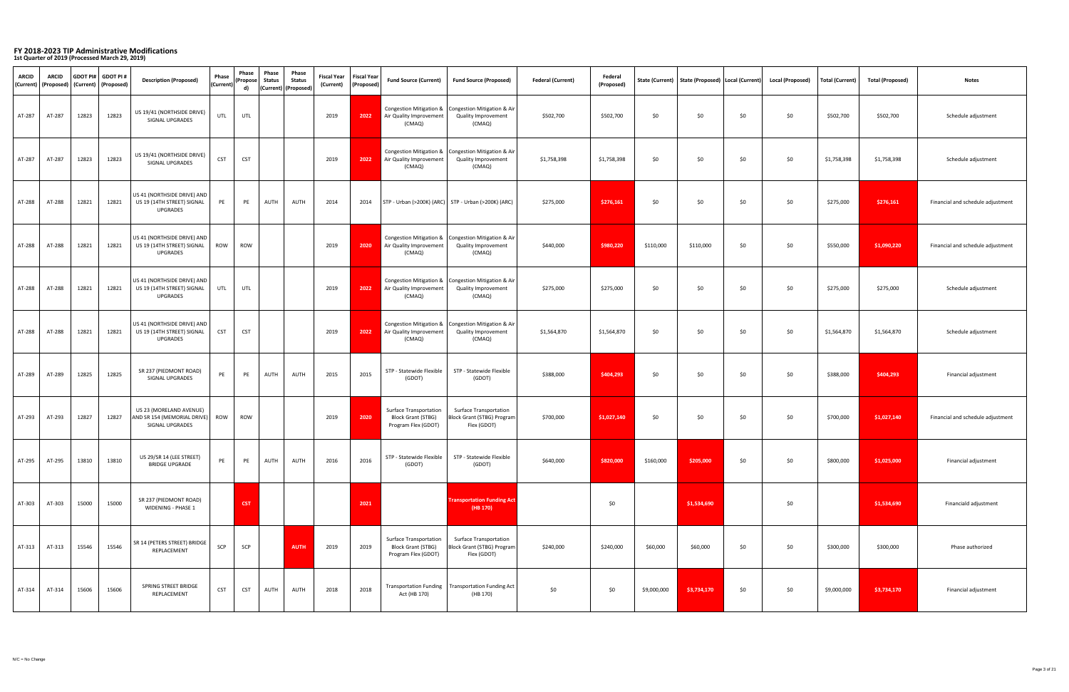# FY 2018-2023 TIP Administrative Modifications

**1st Quarter of 2019 (Processed March 29, 2019)**

| ARCID (Current) | ARCID (Proposed) | GDOT PI# (Current) | GDOT PI # (Proposed) | Description (Proposed) | Phase (Current) | Phase (Proposed) | Phase Status (Current) | Phase Status (Proposed) | Fiscal Year (Current) | Fiscal Year (Proposed) | Fund Source (Current) | Fund Source (Proposed) | Federal (Current) | Federal (Proposed) | State (Current) | State (Proposed) | Local (Current) | Local (Proposed) | Total (Current) | Total (Proposed) | Notes |
|---|---|---|---|---|---|---|---|---|---|---|---|---|---|---|---|---|---|---|---|---|---|
| AT-287 | AT-287 | 12823 | 12823 | US 19/41 (NORTHSIDE DRIVE) SIGNAL UPGRADES | UTL | UTL | | | 2019 | 2022 | Congestion Mitigation & Air Quality Improvement (CMAQ) | Congestion Mitigation & Air Quality Improvement (CMAQ) | $502,700 | $502,700 | $0 | $0 | $0 | $0 | $502,700 | $502,700 | Schedule adjustment |
| AT-287 | AT-287 | 12823 | 12823 | US 19/41 (NORTHSIDE DRIVE) SIGNAL UPGRADES | CST | CST | | | 2019 | 2022 | Congestion Mitigation & Air Quality Improvement (CMAQ) | Congestion Mitigation & Air Quality Improvement (CMAQ) | $1,758,398 | $1,758,398 | $0 | $0 | $0 | $0 | $1,758,398 | $1,758,398 | Schedule adjustment |
| AT-288 | AT-288 | 12821 | 12821 | US 41 (NORTHSIDE DRIVE) AND US 19 (14TH STREET) SIGNAL UPGRADES | PE | PE | AUTH | AUTH | 2014 | 2014 | STP - Urban (>200K) (ARC) | STP - Urban (>200K) (ARC) | $275,000 | $276,161 | $0 | $0 | $0 | $0 | $275,000 | $276,161 | Financial and schedule adjustment |
| AT-288 | AT-288 | 12821 | 12821 | US 41 (NORTHSIDE DRIVE) AND US 19 (14TH STREET) SIGNAL UPGRADES | ROW | ROW | | | 2019 | 2020 | Congestion Mitigation & Air Quality Improvement (CMAQ) | Congestion Mitigation & Air Quality Improvement (CMAQ) | $440,000 | $980,220 | $110,000 | $110,000 | $0 | $0 | $550,000 | $1,090,220 | Financial and schedule adjustment |
| AT-288 | AT-288 | 12821 | 12821 | US 41 (NORTHSIDE DRIVE) AND US 19 (14TH STREET) SIGNAL UPGRADES | UTL | UTL | | | 2019 | 2022 | Congestion Mitigation & Air Quality Improvement (CMAQ) | Congestion Mitigation & Air Quality Improvement (CMAQ) | $275,000 | $275,000 | $0 | $0 | $0 | $0 | $275,000 | $275,000 | Schedule adjustment |
| AT-288 | AT-288 | 12821 | 12821 | US 41 (NORTHSIDE DRIVE) AND US 19 (14TH STREET) SIGNAL UPGRADES | CST | CST | | | 2019 | 2022 | Congestion Mitigation & Air Quality Improvement (CMAQ) | Congestion Mitigation & Air Quality Improvement (CMAQ) | $1,564,870 | $1,564,870 | $0 | $0 | $0 | $0 | $1,564,870 | $1,564,870 | Schedule adjustment |
| AT-289 | AT-289 | 12825 | 12825 | SR 237 (PIEDMONT ROAD) SIGNAL UPGRADES | PE | PE | AUTH | AUTH | 2015 | 2015 | STP - Statewide Flexible (GDOT) | STP - Statewide Flexible (GDOT) | $388,000 | $404,293 | $0 | $0 | $0 | $0 | $388,000 | $404,293 | Financial adjustment |
| AT-293 | AT-293 | 12827 | 12827 | US 23 (MORELAND AVENUE) AND SR 154 (MEMORIAL DRIVE) SIGNAL UPGRADES | ROW | ROW | | | 2019 | 2020 | Surface Transportation Block Grant (STBG) Program Flex (GDOT) | Surface Transportation Block Grant (STBG) Program Flex (GDOT) | $700,000 | $1,027,140 | $0 | $0 | $0 | $0 | $700,000 | $1,027,140 | Financial and schedule adjustment |
| AT-295 | AT-295 | 13810 | 13810 | US 29/SR 14 (LEE STREET) BRIDGE UPGRADE | PE | PE | AUTH | AUTH | 2016 | 2016 | STP - Statewide Flexible (GDOT) | STP - Statewide Flexible (GDOT) | $640,000 | $820,000 | $160,000 | $205,000 | $0 | $0 | $800,000 | $1,025,000 | Financial adjustment |
| AT-303 | AT-303 | 15000 | 15000 | SR 237 (PIEDMONT ROAD) WIDENING - PHASE 1 | | CST | | | | 2021 | | Transportation Funding Act (HB 170) | | $0 | | $1,534,690 | | $0 | | $1,534,690 | Financiald adjustment |
| AT-313 | AT-313 | 15546 | 15546 | SR 14 (PETERS STREET) BRIDGE REPLACEMENT | SCP | SCP | | AUTH | 2019 | 2019 | Surface Transportation Block Grant (STBG) Program Flex (GDOT) | Surface Transportation Block Grant (STBG) Program Flex (GDOT) | $240,000 | $240,000 | $60,000 | $60,000 | $0 | $0 | $300,000 | $300,000 | Phase authorized |
| AT-314 | AT-314 | 15606 | 15606 | SPRING STREET BRIDGE REPLACEMENT | CST | CST | AUTH | AUTH | 2018 | 2018 | Transportation Funding Act (HB 170) | Transportation Funding Act (HB 170) | $0 | $0 | $9,000,000 | $3,734,170 | $0 | $0 | $9,000,000 | $3,734,170 | Financial adjustment |

N/C = No Change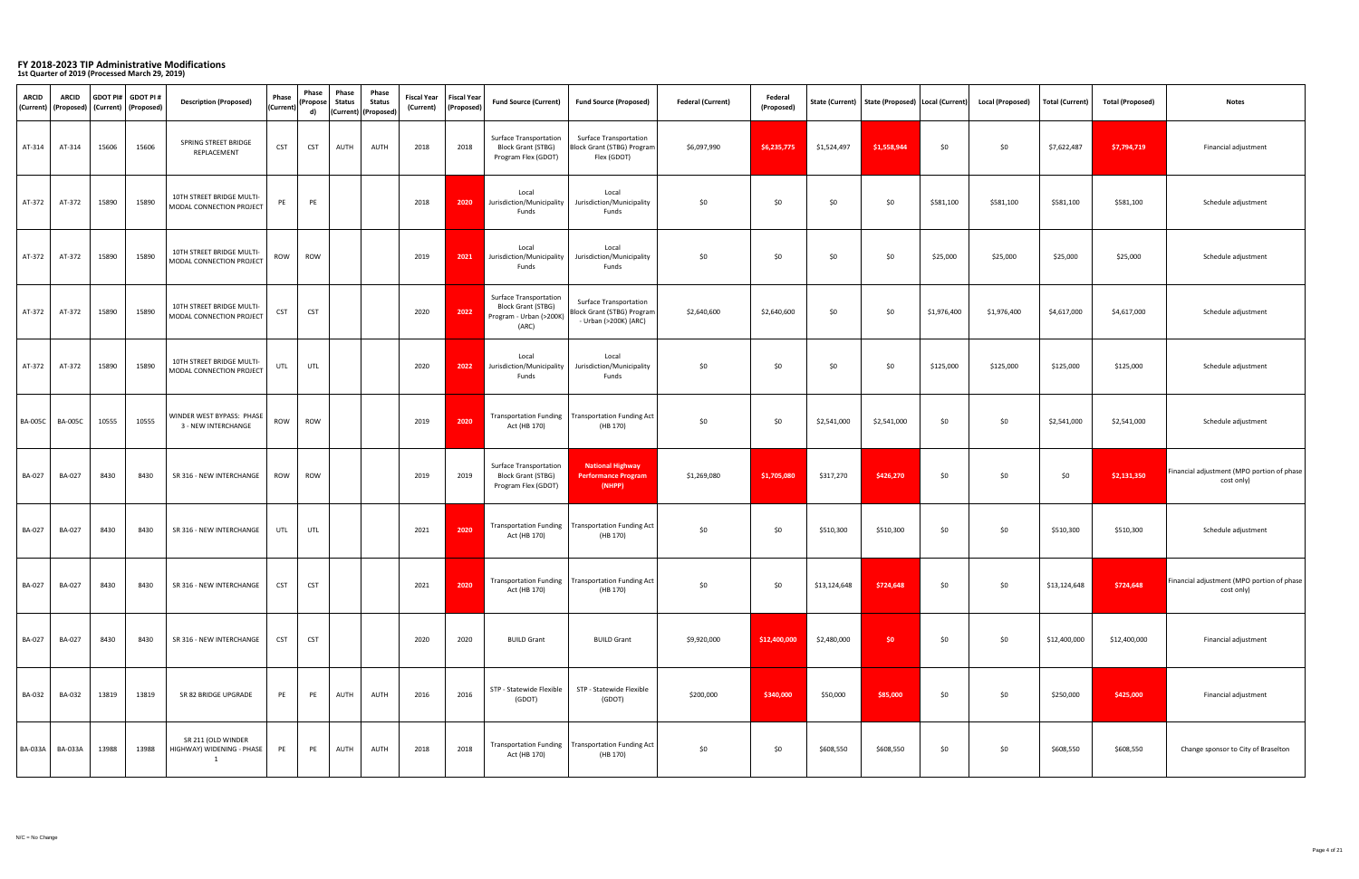# FY 2018-2023 TIP Administrative Modifications

**1st Quarter of 2019 (Processed March 29, 2019)**

| ARCID (Current) | ARCID (Proposed) | GDOT PI# (Current) | GDOT PI # (Proposed) | Description (Proposed) | Phase (Current) | Phase (Proposed) | Phase Status (Current) | Phase Status (Proposed) | Fiscal Year (Current) | Fiscal Year (Proposed) | Fund Source (Current) | Fund Source (Proposed) | Federal (Current) | Federal (Proposed) | State (Current) | State (Proposed) | Local (Current) | Local (Proposed) | Total (Current) | Total (Proposed) | Notes |
|---|---|---|---|---|---|---|---|---|---|---|---|---|---|---|---|---|---|---|---|---|---|
| AT-314 | AT-314 | 15606 | 15606 | SPRING STREET BRIDGE REPLACEMENT | CST | CST | AUTH | AUTH | 2018 | 2018 | Surface Transportation Block Grant (STBG) Program Flex (GDOT) | Surface Transportation Block Grant (STBG) Program Flex (GDOT) | $6,097,990 | $6,235,775 | $1,524,497 | $1,558,944 | $0 | $0 | $7,622,487 | $7,794,719 | Financial adjustment |
| AT-372 | AT-372 | 15890 | 15890 | 10TH STREET BRIDGE MULTI-MODAL CONNECTION PROJECT | PE | PE | | | 2018 | 2020 | Local Jurisdiction/Municipality Funds | Local Jurisdiction/Municipality Funds | $0 | $0 | $0 | $0 | $581,100 | $581,100 | $581,100 | $581,100 | Schedule adjustment |
| AT-372 | AT-372 | 15890 | 15890 | 10TH STREET BRIDGE MULTI-MODAL CONNECTION PROJECT | ROW | ROW | | | 2019 | 2021 | Local Jurisdiction/Municipality Funds | Local Jurisdiction/Municipality Funds | $0 | $0 | $0 | $0 | $25,000 | $25,000 | $25,000 | $25,000 | Schedule adjustment |
| AT-372 | AT-372 | 15890 | 15890 | 10TH STREET BRIDGE MULTI-MODAL CONNECTION PROJECT | CST | CST | | | 2020 | 2022 | Surface Transportation Block Grant (STBG) Program - Urban (>200K) (ARC) | Surface Transportation Block Grant (STBG) Program - Urban (>200K) (ARC) | $2,640,600 | $2,640,600 | $0 | $0 | $1,976,400 | $1,976,400 | $4,617,000 | $4,617,000 | Schedule adjustment |
| AT-372 | AT-372 | 15890 | 15890 | 10TH STREET BRIDGE MULTI-MODAL CONNECTION PROJECT | UTL | UTL | | | 2020 | 2022 | Local Jurisdiction/Municipality Funds | Local Jurisdiction/Municipality Funds | $0 | $0 | $0 | $0 | $125,000 | $125,000 | $125,000 | $125,000 | Schedule adjustment |
| BA-005C | BA-005C | 10555 | 10555 | WINDER WEST BYPASS: PHASE 3 - NEW INTERCHANGE | ROW | ROW | | | 2019 | 2020 | Transportation Funding Act (HB 170) | Transportation Funding Act (HB 170) | $0 | $0 | $2,541,000 | $2,541,000 | $0 | $0 | $2,541,000 | $2,541,000 | Schedule adjustment |
| BA-027 | BA-027 | 8430 | 8430 | SR 316 - NEW INTERCHANGE | ROW | ROW | | | 2019 | 2019 | Surface Transportation Block Grant (STBG) Program Flex (GDOT) | National Highway Performance Program (NHPP) | $1,269,080 | $1,705,080 | $317,270 | $426,270 | $0 | $0 | $0 | $2,131,350 | Financial adjustment (MPO portion of phase cost only) |
| BA-027 | BA-027 | 8430 | 8430 | SR 316 - NEW INTERCHANGE | UTL | UTL | | | 2021 | 2020 | Transportation Funding Act (HB 170) | Transportation Funding Act (HB 170) | $0 | $0 | $510,300 | $510,300 | $0 | $0 | $510,300 | $510,300 | Schedule adjustment |
| BA-027 | BA-027 | 8430 | 8430 | SR 316 - NEW INTERCHANGE | CST | CST | | | 2021 | 2020 | Transportation Funding Act (HB 170) | Transportation Funding Act (HB 170) | $0 | $0 | $13,124,648 | $724,648 | $0 | $0 | $13,124,648 | $724,648 | Financial adjustment (MPO portion of phase cost only) |
| BA-027 | BA-027 | 8430 | 8430 | SR 316 - NEW INTERCHANGE | CST | CST | | | 2020 | 2020 | BUILD Grant | BUILD Grant | $9,920,000 | $12,400,000 | $2,480,000 | $0 | $0 | $0 | $12,400,000 | $12,400,000 | Financial adjustment |
| BA-032 | BA-032 | 13819 | 13819 | SR 82 BRIDGE UPGRADE | PE | PE | AUTH | AUTH | 2016 | 2016 | STP - Statewide Flexible (GDOT) | STP - Statewide Flexible (GDOT) | $200,000 | $340,000 | $50,000 | $85,000 | $0 | $0 | $250,000 | $425,000 | Financial adjustment |
| BA-033A | BA-033A | 13988 | 13988 | SR 211 (OLD WINDER HIGHWAY) WIDENING - PHASE 1 | PE | PE | AUTH | AUTH | 2018 | 2018 | Transportation Funding Act (HB 170) | Transportation Funding Act (HB 170) | $0 | $0 | $608,550 | $608,550 | $0 | $0 | $608,550 | $608,550 | Change sponsor to City of Braselton |

N/C = No Change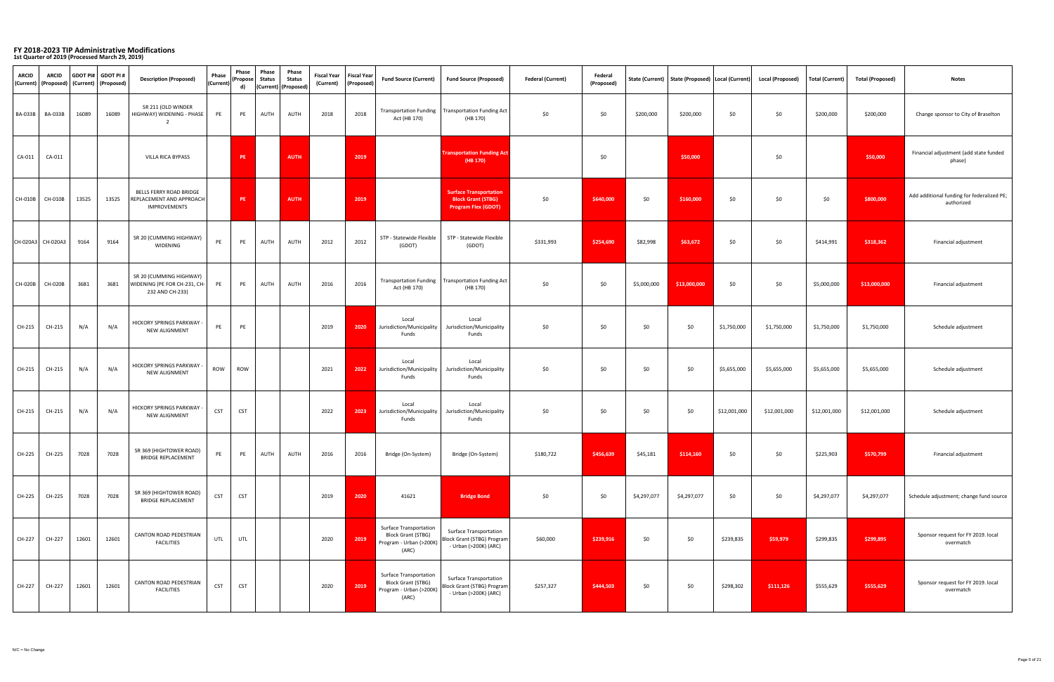# FY 2018-2023 TIP Administrative Modifications

**1st Quarter of 2019 (Processed March 29, 2019)**

| ARCID (Current) | ARCID (Proposed) | GDOT PI# (Current) | GDOT PI # (Proposed) | Description (Proposed) | Phase (Current) | Phase (Proposed) | Phase Status (Current) | Phase Status (Proposed) | Fiscal Year (Current) | Fiscal Year (Proposed) | Fund Source (Current) | Fund Source (Proposed) | Federal (Current) | Federal (Proposed) | State (Current) | State (Proposed) | Local (Current) | Local (Proposed) | Total (Current) | Total (Proposed) | Notes |
|---|---|---|---|---|---|---|---|---|---|---|---|---|---|---|---|---|---|---|---|---|---|
| BA-033B | BA-033B | 16089 | 16089 | SR 211 (OLD WINDER HIGHWAY) WIDENING - PHASE 2 | PE | PE | AUTH | AUTH | 2018 | 2018 | Transportation Funding Act (HB 170) | Transportation Funding Act (HB 170) | $0 | $0 | $200,000 | $200,000 | $0 | $0 | $200,000 | $200,000 | Change sponsor to City of Braselton |
| CA-011 | CA-011 | | | VILLA RICA BYPASS | | PE | | AUTH | | 2019 | | Transportation Funding Act (HB 170) | | $0 | | $50,000 | | $0 | | $50,000 | Financial adjustment (add state funded phase) |
| CH-010B | CH-010B | 13525 | 13525 | BELLS FERRY ROAD BRIDGE REPLACEMENT AND APPROACH IMPROVEMENTS | | PE | | AUTH | | 2019 | | Surface Transportation Block Grant (STBG) Program Flex (GDOT) | $0 | $640,000 | $0 | $160,000 | $0 | $0 | $0 | $800,000 | Add additional funding for federalized PE; authorized |
| CH-020A3 | CH-020A3 | 9164 | 9164 | SR 20 (CUMMING HIGHWAY) WIDENING | PE | PE | AUTH | AUTH | 2012 | 2012 | STP - Statewide Flexible (GDOT) | STP - Statewide Flexible (GDOT) | $331,993 | $254,690 | $82,998 | $63,672 | $0 | $0 | $414,991 | $318,362 | Financial adjustment |
| CH-020B | CH-020B | 3681 | 3681 | SR 20 (CUMMING HIGHWAY) WIDENING (PE FOR CH-231, CH-232 AND CH-233) | PE | PE | AUTH | AUTH | 2016 | 2016 | Transportation Funding Act (HB 170) | Transportation Funding Act (HB 170) | $0 | $0 | $5,000,000 | $13,000,000 | $0 | $0 | $5,000,000 | $13,000,000 | Financial adjustment |
| CH-215 | CH-215 | N/A | N/A | HICKORY SPRINGS PARKWAY - NEW ALIGNMENT | PE | PE | | | 2019 | 2020 | Local Jurisdiction/Municipality Funds | Local Jurisdiction/Municipality Funds | $0 | $0 | $0 | $0 | $1,750,000 | $1,750,000 | $1,750,000 | $1,750,000 | Schedule adjustment |
| CH-215 | CH-215 | N/A | N/A | HICKORY SPRINGS PARKWAY - NEW ALIGNMENT | ROW | ROW | | | 2021 | 2022 | Local Jurisdiction/Municipality Funds | Local Jurisdiction/Municipality Funds | $0 | $0 | $0 | $0 | $5,655,000 | $5,655,000 | $5,655,000 | $5,655,000 | Schedule adjustment |
| CH-215 | CH-215 | N/A | N/A | HICKORY SPRINGS PARKWAY - NEW ALIGNMENT | CST | CST | | | 2022 | 2023 | Local Jurisdiction/Municipality Funds | Local Jurisdiction/Municipality Funds | $0 | $0 | $0 | $0 | $12,001,000 | $12,001,000 | $12,001,000 | $12,001,000 | Schedule adjustment |
| CH-225 | CH-225 | 7028 | 7028 | SR 369 (HIGHTOWER ROAD) BRIDGE REPLACEMENT | PE | PE | AUTH | AUTH | 2016 | 2016 | Bridge (On-System) | Bridge (On-System) | $180,722 | $456,639 | $45,181 | $114,160 | $0 | $0 | $225,903 | $570,799 | Financial adjustment |
| CH-225 | CH-225 | 7028 | 7028 | SR 369 (HIGHTOWER ROAD) BRIDGE REPLACEMENT | CST | CST | | | 2019 | 2020 | 41621 | Bridge Bond | $0 | $0 | $4,297,077 | $4,297,077 | $0 | $0 | $4,297,077 | $4,297,077 | Schedule adjustment; change fund source |
| CH-227 | CH-227 | 12601 | 12601 | CANTON ROAD PEDESTRIAN FACILITIES | UTL | UTL | | | 2020 | 2019 | Surface Transportation Block Grant (STBG) Program - Urban (>200K) (ARC) | Surface Transportation Block Grant (STBG) Program - Urban (>200K) (ARC) | $60,000 | $239,916 | $0 | $0 | $239,835 | $59,979 | $299,835 | $299,895 | Sponsor request for FY 2019. local overmatch |
| CH-227 | CH-227 | 12601 | 12601 | CANTON ROAD PEDESTRIAN FACILITIES | CST | CST | | | 2020 | 2019 | Surface Transportation Block Grant (STBG) Program - Urban (>200K) (ARC) | Surface Transportation Block Grant (STBG) Program - Urban (>200K) (ARC) | $257,327 | $444,503 | $0 | $0 | $298,302 | $111,126 | $555,629 | $555,629 | Sponsor request for FY 2019. local overmatch |

N/C = No Change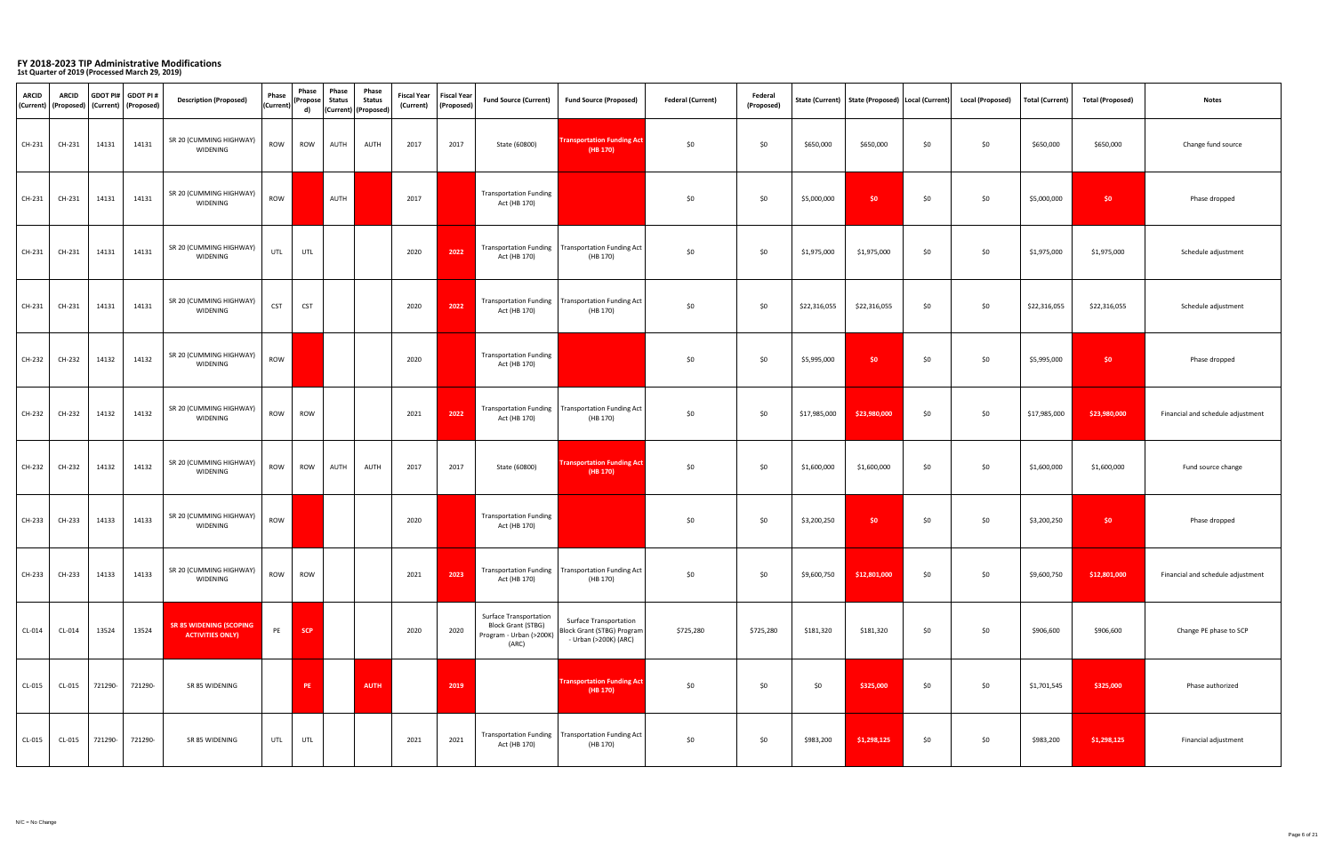# FY 2018-2023 TIP Administrative Modifications

**1st Quarter of 2019 (Processed March 29, 2019)**

| ARCID (Current) | ARCID (Proposed) | GDOT PI# (Current) | GDOT PI # (Proposed) | Description (Proposed) | Phase (Current) | Phase (Proposed) | Phase Status (Current) | Phase Status (Proposed) | Fiscal Year (Current) | Fiscal Year (Proposed) | Fund Source (Current) | Fund Source (Proposed) | Federal (Current) | Federal (Proposed) | State (Current) | State (Proposed) | Local (Current) | Local (Proposed) | Total (Current) | Total (Proposed) | Notes |
|---|---|---|---|---|---|---|---|---|---|---|---|---|---|---|---|---|---|---|---|---|---|
| CH-231 | CH-231 | 14131 | 14131 | SR 20 (CUMMING HIGHWAY) WIDENING | ROW | ROW | AUTH | AUTH | 2017 | 2017 | State (60800) | Transportation Funding Act (HB 170) | $0 | $0 | $650,000 | $650,000 | $0 | $0 | $650,000 | $650,000 | Change fund source |
| CH-231 | CH-231 | 14131 | 14131 | SR 20 (CUMMING HIGHWAY) WIDENING | ROW | | AUTH | | 2017 | | Transportation Funding Act (HB 170) | | $0 | $0 | $5,000,000 | $0 | $0 | $0 | $5,000,000 | $0 | Phase dropped |
| CH-231 | CH-231 | 14131 | 14131 | SR 20 (CUMMING HIGHWAY) WIDENING | UTL | UTL | | | 2020 | 2022 | Transportation Funding Act (HB 170) | Transportation Funding Act (HB 170) | $0 | $0 | $1,975,000 | $1,975,000 | $0 | $0 | $1,975,000 | $1,975,000 | Schedule adjustment |
| CH-231 | CH-231 | 14131 | 14131 | SR 20 (CUMMING HIGHWAY) WIDENING | CST | CST | | | 2020 | 2022 | Transportation Funding Act (HB 170) | Transportation Funding Act (HB 170) | $0 | $0 | $22,316,055 | $22,316,055 | $0 | $0 | $22,316,055 | $22,316,055 | Schedule adjustment |
| CH-232 | CH-232 | 14132 | 14132 | SR 20 (CUMMING HIGHWAY) WIDENING | ROW | | | | 2020 | | Transportation Funding Act (HB 170) | | $0 | $0 | $5,995,000 | $0 | $0 | $0 | $5,995,000 | $0 | Phase dropped |
| CH-232 | CH-232 | 14132 | 14132 | SR 20 (CUMMING HIGHWAY) WIDENING | ROW | ROW | | | 2021 | 2022 | Transportation Funding Act (HB 170) | Transportation Funding Act (HB 170) | $0 | $0 | $17,985,000 | $23,980,000 | $0 | $0 | $17,985,000 | $23,980,000 | Financial and schedule adjustment |
| CH-232 | CH-232 | 14132 | 14132 | SR 20 (CUMMING HIGHWAY) WIDENING | ROW | ROW | AUTH | AUTH | 2017 | 2017 | State (60800) | Transportation Funding Act (HB 170) | $0 | $0 | $1,600,000 | $1,600,000 | $0 | $0 | $1,600,000 | $1,600,000 | Fund source change |
| CH-233 | CH-233 | 14133 | 14133 | SR 20 (CUMMING HIGHWAY) WIDENING | ROW | | | | 2020 | | Transportation Funding Act (HB 170) | | $0 | $0 | $3,200,250 | $0 | $0 | $0 | $3,200,250 | $0 | Phase dropped |
| CH-233 | CH-233 | 14133 | 14133 | SR 20 (CUMMING HIGHWAY) WIDENING | ROW | ROW | | | 2021 | 2023 | Transportation Funding Act (HB 170) | Transportation Funding Act (HB 170) | $0 | $0 | $9,600,750 | $12,801,000 | $0 | $0 | $9,600,750 | $12,801,000 | Financial and schedule adjustment |
| CL-014 | CL-014 | 13524 | 13524 | SR 85 WIDENING (SCOPING ACTIVITIES ONLY) | PE | SCP | | | 2020 | 2020 | Surface Transportation Block Grant (STBG) Program - Urban (>200K) (ARC) | Surface Transportation Block Grant (STBG) Program - Urban (>200K) (ARC) | $725,280 | $725,280 | $181,320 | $181,320 | $0 | $0 | $906,600 | $906,600 | Change PE phase to SCP |
| CL-015 | CL-015 | 721290- | 721290- | SR 85 WIDENING | | PE | | AUTH | | 2019 | | Transportation Funding Act (HB 170) | $0 | $0 | $0 | $325,000 | $0 | $0 | $1,701,545 | $325,000 | Phase authorized |
| CL-015 | CL-015 | 721290- | 721290- | SR 85 WIDENING | UTL | UTL | | | 2021 | 2021 | Transportation Funding Act (HB 170) | Transportation Funding Act (HB 170) | $0 | $0 | $983,200 | $1,298,125 | $0 | $0 | $983,200 | $1,298,125 | Financial adjustment |

N/C = No Change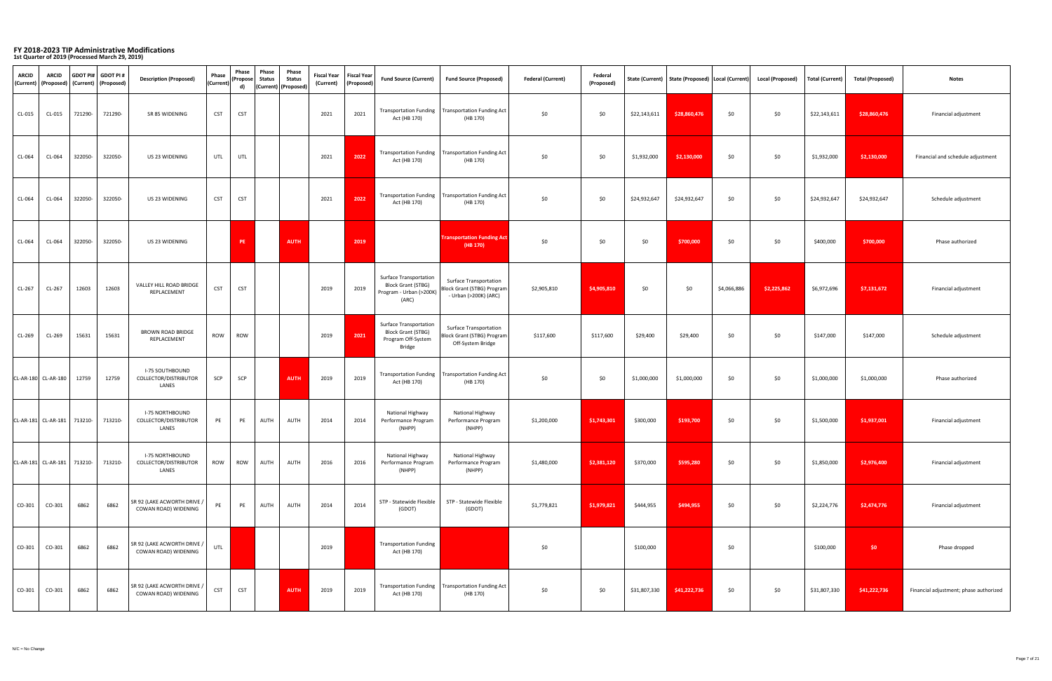# FY 2018-2023 TIP Administrative Modifications

**1st Quarter of 2019 (Processed March 29, 2019)**

| ARCID (Current) | ARCID (Proposed) | GDOT PI# (Current) | GDOT PI # (Proposed) | Description (Proposed) | Phase (Current) | Phase (Proposed) | Phase Status (Current) | Phase Status (Proposed) | Fiscal Year (Current) | Fiscal Year (Proposed) | Fund Source (Current) | Fund Source (Proposed) | Federal (Current) | Federal (Proposed) | State (Current) | State (Proposed) | Local (Current) | Local (Proposed) | Total (Current) | Total (Proposed) | Notes |
|---|---|---|---|---|---|---|---|---|---|---|---|---|---|---|---|---|---|---|---|---|---|
| CL-015 | CL-015 | 721290- | 721290- | SR 85 WIDENING | CST | CST | | | 2021 | 2021 | Transportation Funding Act (HB 170) | Transportation Funding Act (HB 170) | $0 | $0 | $22,143,611 | $28,860,476 | $0 | $0 | $22,143,611 | $28,860,476 | Financial adjustment |
| CL-064 | CL-064 | 322050- | 322050- | US 23 WIDENING | UTL | UTL | | | 2021 | 2022 | Transportation Funding Act (HB 170) | Transportation Funding Act (HB 170) | $0 | $0 | $1,932,000 | $2,130,000 | $0 | $0 | $1,932,000 | $2,130,000 | Financial and schedule adjustment |
| CL-064 | CL-064 | 322050- | 322050- | US 23 WIDENING | CST | CST | | | 2021 | 2022 | Transportation Funding Act (HB 170) | Transportation Funding Act (HB 170) | $0 | $0 | $24,932,647 | $24,932,647 | $0 | $0 | $24,932,647 | $24,932,647 | Schedule adjustment |
| CL-064 | CL-064 | 322050- | 322050- | US 23 WIDENING | | PE | | AUTH | | 2019 | | Transportation Funding Act (HB 170) | $0 | $0 | $0 | $700,000 | $0 | $0 | $400,000 | $700,000 | Phase authorized |
| CL-267 | CL-267 | 12603 | 12603 | VALLEY HILL ROAD BRIDGE REPLACEMENT | CST | CST | | | 2019 | 2019 | Surface Transportation Block Grant (STBG) Program - Urban (>200K) (ARC) | Surface Transportation Block Grant (STBG) Program - Urban (>200K) (ARC) | $2,905,810 | $4,905,810 | $0 | $0 | $4,066,886 | $2,225,862 | $6,972,696 | $7,131,672 | Financial adjustment |
| CL-269 | CL-269 | 15631 | 15631 | BROWN ROAD BRIDGE REPLACEMENT | ROW | ROW | | | 2019 | 2021 | Surface Transportation Block Grant (STBG) Program Off-System Bridge | Surface Transportation Block Grant (STBG) Program Off-System Bridge | $117,600 | $117,600 | $29,400 | $29,400 | $0 | $0 | $147,000 | $147,000 | Schedule adjustment |
| CL-AR-180 | CL-AR-180 | 12759 | 12759 | I-75 SOUTHBOUND COLLECTOR/DISTRIBUTOR LANES | SCP | SCP | | AUTH | 2019 | 2019 | Transportation Funding Act (HB 170) | Transportation Funding Act (HB 170) | $0 | $0 | $1,000,000 | $1,000,000 | $0 | $0 | $1,000,000 | $1,000,000 | Phase authorized |
| CL-AR-181 | CL-AR-181 | 713210- | 713210- | I-75 NORTHBOUND COLLECTOR/DISTRIBUTOR LANES | PE | PE | AUTH | AUTH | 2014 | 2014 | National Highway Performance Program (NHPP) | National Highway Performance Program (NHPP) | $1,200,000 | $1,743,301 | $300,000 | $193,700 | $0 | $0 | $1,500,000 | $1,937,001 | Financial adjustment |
| CL-AR-181 | CL-AR-181 | 713210- | 713210- | I-75 NORTHBOUND COLLECTOR/DISTRIBUTOR LANES | ROW | ROW | AUTH | AUTH | 2016 | 2016 | National Highway Performance Program (NHPP) | National Highway Performance Program (NHPP) | $1,480,000 | $2,381,120 | $370,000 | $595,280 | $0 | $0 | $1,850,000 | $2,976,400 | Financial adjustment |
| CO-301 | CO-301 | 6862 | 6862 | SR 92 (LAKE ACWORTH DRIVE / COWAN ROAD) WIDENING | PE | PE | AUTH | AUTH | 2014 | 2014 | STP - Statewide Flexible (GDOT) | STP - Statewide Flexible (GDOT) | $1,779,821 | $1,979,821 | $444,955 | $494,955 | $0 | $0 | $2,224,776 | $2,474,776 | Financial adjustment |
| CO-301 | CO-301 | 6862 | 6862 | SR 92 (LAKE ACWORTH DRIVE / COWAN ROAD) WIDENING | UTL | | | | 2019 | | Transportation Funding Act (HB 170) | | $0 | | $100,000 | | $0 | | $100,000 | $0 | Phase dropped |
| CO-301 | CO-301 | 6862 | 6862 | SR 92 (LAKE ACWORTH DRIVE / COWAN ROAD) WIDENING | CST | CST | | AUTH | 2019 | 2019 | Transportation Funding Act (HB 170) | Transportation Funding Act (HB 170) | $0 | $0 | $31,807,330 | $41,222,736 | $0 | $0 | $31,807,330 | $41,222,736 | Financial adjustment; phase authorized |

N/C = No Change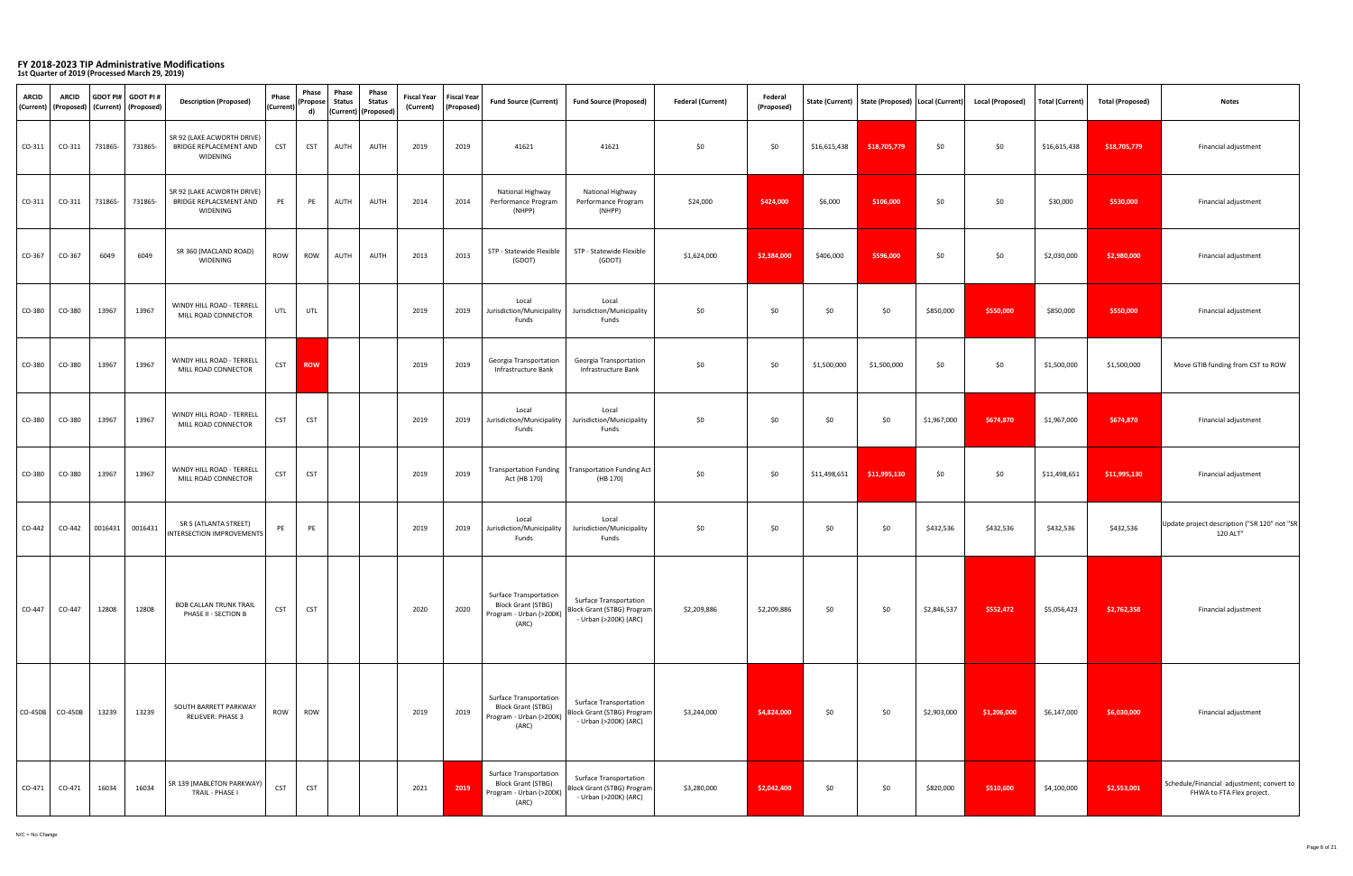# FY 2018-2023 TIP Administrative Modifications

**1st Quarter of 2019 (Processed March 29, 2019)**

| ARCID (Current) | ARCID (Proposed) | GDOT PI# (Current) | GDOT PI # (Proposed) | Description (Proposed) | Phase (Current) | Phase (Proposed) | Phase Status (Current) | Phase Status (Proposed) | Fiscal Year (Current) | Fiscal Year (Proposed) | Fund Source (Current) | Fund Source (Proposed) | Federal (Current) | Federal (Proposed) | State (Current) | State (Proposed) | Local (Current) | Local (Proposed) | Total (Current) | Total (Proposed) | Notes |
|---|---|---|---|---|---|---|---|---|---|---|---|---|---|---|---|---|---|---|---|---|---|
| CO-311 | CO-311 | 731865- | 731865- | SR 92 (LAKE ACWORTH DRIVE) BRIDGE REPLACEMENT AND WIDENING | CST | CST | AUTH | AUTH | 2019 | 2019 | 41621 | 41621 | $0 | $0 | $16,615,438 | $18,705,779 | $0 | $0 | $16,615,438 | $18,705,779 | Financial adjustment |
| CO-311 | CO-311 | 731865- | 731865- | SR 92 (LAKE ACWORTH DRIVE) BRIDGE REPLACEMENT AND WIDENING | PE | PE | AUTH | AUTH | 2014 | 2014 | National Highway Performance Program (NHPP) | National Highway Performance Program (NHPP) | $24,000 | $424,000 | $6,000 | $106,000 | $0 | $0 | $30,000 | $530,000 | Financial adjustment |
| CO-367 | CO-367 | 6049 | 6049 | SR 360 (MACLAND ROAD) WIDENING | ROW | ROW | AUTH | AUTH | 2013 | 2013 | STP - Statewide Flexible (GDOT) | STP - Statewide Flexible (GDOT) | $1,624,000 | $2,384,000 | $406,000 | $596,000 | $0 | $0 | $2,030,000 | $2,980,000 | Financial adjustment |
| CO-380 | CO-380 | 13967 | 13967 | WINDY HILL ROAD - TERRELL MILL ROAD CONNECTOR | UTL | UTL | | | 2019 | 2019 | Local Jurisdiction/Municipality Funds | Local Jurisdiction/Municipality Funds | $0 | $0 | $0 | $0 | $850,000 | $550,000 | $850,000 | $550,000 | Financial adjustment |
| CO-380 | CO-380 | 13967 | 13967 | WINDY HILL ROAD - TERRELL MILL ROAD CONNECTOR | CST | ROW | | | 2019 | 2019 | Georgia Transportation Infrastructure Bank | Georgia Transportation Infrastructure Bank | $0 | $0 | $1,500,000 | $1,500,000 | $0 | $0 | $1,500,000 | $1,500,000 | Move GTIB funding from CST to ROW |
| CO-380 | CO-380 | 13967 | 13967 | WINDY HILL ROAD - TERRELL MILL ROAD CONNECTOR | CST | CST | | | 2019 | 2019 | Local Jurisdiction/Municipality Funds | Local Jurisdiction/Municipality Funds | $0 | $0 | $0 | $0 | $1,967,000 | $674,870 | $1,967,000 | $674,870 | Financial adjustment |
| CO-380 | CO-380 | 13967 | 13967 | WINDY HILL ROAD - TERRELL MILL ROAD CONNECTOR | CST | CST | | | 2019 | 2019 | Transportation Funding Act (HB 170) | Transportation Funding Act (HB 170) | $0 | $0 | $11,498,651 | $11,995,130 | $0 | $0 | $11,498,651 | $11,995,130 | Financial adjustment |
| CO-442 | CO-442 | 0016431 | 0016431 | SR 5 (ATLANTA STREET) INTERSECTION IMPROVEMENTS | PE | PE | | | 2019 | 2019 | Local Jurisdiction/Municipality Funds | Local Jurisdiction/Municipality Funds | $0 | $0 | $0 | $0 | $432,536 | $432,536 | $432,536 | $432,536 | Update project description ("SR 120" not "SR 120 ALT" |
| CO-447 | CO-447 | 12808 | 12808 | BOB CALLAN TRUNK TRAIL PHASE II - SECTION B | CST | CST | | | 2020 | 2020 | Surface Transportation Block Grant (STBG) Program - Urban (>200K) (ARC) | Surface Transportation Block Grant (STBG) Program - Urban (>200K) (ARC) | $2,209,886 | $2,209,886 | $0 | $0 | $2,846,537 | $552,472 | $5,056,423 | $2,762,358 | Financial adjustment |
| CO-450B | CO-450B | 13239 | 13239 | SOUTH BARRETT PARKWAY RELIEVER: PHASE 3 | ROW | ROW | | | 2019 | 2019 | Surface Transportation Block Grant (STBG) Program - Urban (>200K) (ARC) | Surface Transportation Block Grant (STBG) Program - Urban (>200K) (ARC) | $3,244,000 | $4,824,000 | $0 | $0 | $2,903,000 | $1,206,000 | $6,147,000 | $6,030,000 | Financial adjustment |
| CO-471 | CO-471 | 16034 | 16034 | SR 139 (MABLETON PARKWAY) TRAIL - PHASE I | CST | CST | | | 2021 | 2019 | Surface Transportation Block Grant (STBG) Program - Urban (>200K) (ARC) | Surface Transportation Block Grant (STBG) Program - Urban (>200K) (ARC) | $3,280,000 | $2,042,400 | $0 | $0 | $820,000 | $510,600 | $4,100,000 | $2,553,001 | Schedule/Financial adjustment; convert to FHWA to FTA Flex project. |

N/C = No Change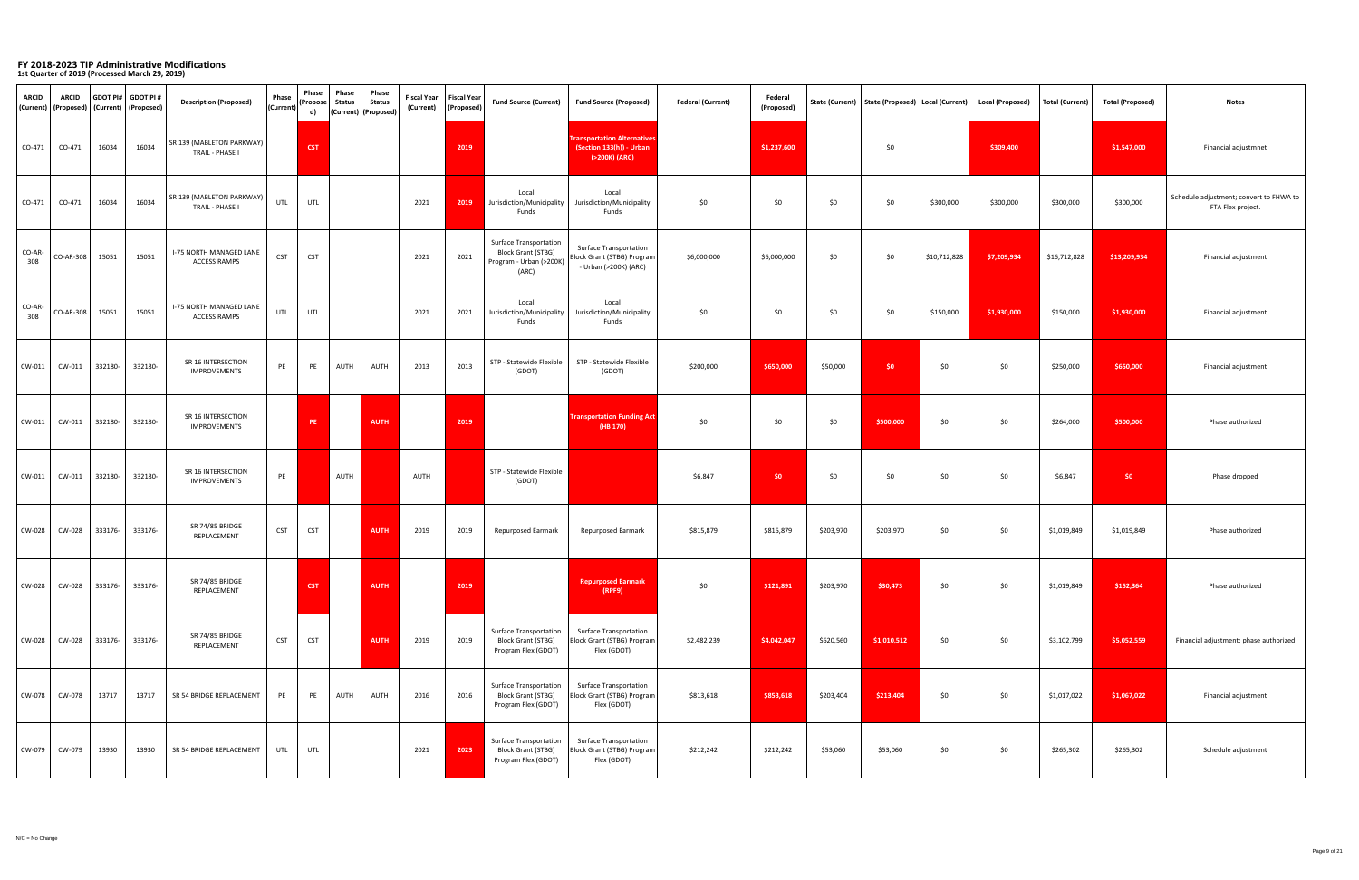# FY 2018-2023 TIP Administrative Modifications

**1st Quarter of 2019 (Processed March 29, 2019)**

| ARCID (Current) | ARCID (Proposed) | GDOT PI# (Current) | GDOT PI # (Proposed) | Description (Proposed) | Phase (Current) | Phase (Proposed) | Phase Status (Current) | Phase Status (Proposed) | Fiscal Year (Current) | Fiscal Year (Proposed) | Fund Source (Current) | Fund Source (Proposed) | Federal (Current) | Federal (Proposed) | State (Current) | State (Proposed) | Local (Current) | Local (Proposed) | Total (Current) | Total (Proposed) | Notes |
|---|---|---|---|---|---|---|---|---|---|---|---|---|---|---|---|---|---|---|---|---|---|
| CO-471 | CO-471 | 16034 | 16034 | SR 139 (MABLETON PARKWAY) TRAIL - PHASE I | | CST | | | | 2019 | | Transportation Alternatives (Section 133(h)) - Urban (>200K) (ARC) | | $1,237,600 | | $0 | | $309,400 | | $1,547,000 | Financial adjustmnet |
| CO-471 | CO-471 | 16034 | 16034 | SR 139 (MABLETON PARKWAY) TRAIL - PHASE I | UTL | UTL | | | 2021 | 2019 | Local Jurisdiction/Municipality Funds | Local Jurisdiction/Municipality Funds | $0 | $0 | $0 | $0 | $300,000 | $300,000 | $300,000 | $300,000 | Schedule adjustment; convert to FHWA to FTA Flex project. |
| CO-AR-308 | CO-AR-308 | 15051 | 15051 | I-75 NORTH MANAGED LANE ACCESS RAMPS | CST | CST | | | 2021 | 2021 | Surface Transportation Block Grant (STBG) Program - Urban (>200K) (ARC) | Surface Transportation Block Grant (STBG) Program - Urban (>200K) (ARC) | $6,000,000 | $6,000,000 | $0 | $0 | $10,712,828 | $7,209,934 | $16,712,828 | $13,209,934 | Financial adjustment |
| CO-AR-308 | CO-AR-308 | 15051 | 15051 | I-75 NORTH MANAGED LANE ACCESS RAMPS | UTL | UTL | | | 2021 | 2021 | Local Jurisdiction/Municipality Funds | Local Jurisdiction/Municipality Funds | $0 | $0 | $0 | $0 | $150,000 | $1,930,000 | $150,000 | $1,930,000 | Financial adjustment |
| CW-011 | CW-011 | 332180- | 332180- | SR 16 INTERSECTION IMPROVEMENTS | PE | PE | AUTH | AUTH | 2013 | 2013 | STP - Statewide Flexible (GDOT) | STP - Statewide Flexible (GDOT) | $200,000 | $650,000 | $50,000 | $0 | $0 | $0 | $250,000 | $650,000 | Financial adjustment |
| CW-011 | CW-011 | 332180- | 332180- | SR 16 INTERSECTION IMPROVEMENTS | | PE | | AUTH | | 2019 | | Transportation Funding Act (HB 170) | $0 | $0 | $0 | $500,000 | $0 | $0 | $264,000 | $500,000 | Phase authorized |
| CW-011 | CW-011 | 332180- | 332180- | SR 16 INTERSECTION IMPROVEMENTS | PE | | AUTH | | AUTH | | STP - Statewide Flexible (GDOT) | | $6,847 | $0 | $0 | $0 | $0 | $0 | $6,847 | $0 | Phase dropped |
| CW-028 | CW-028 | 333176- | 333176- | SR 74/85 BRIDGE REPLACEMENT | CST | CST | | AUTH | 2019 | 2019 | Repurposed Earmark | Repurposed Earmark | $815,879 | $815,879 | $203,970 | $203,970 | $0 | $0 | $1,019,849 | $1,019,849 | Phase authorized |
| CW-028 | CW-028 | 333176- | 333176- | SR 74/85 BRIDGE REPLACEMENT | | CST | | AUTH | | 2019 | | Repurposed Earmark (RPF9) | $0 | $121,891 | $203,970 | $30,473 | $0 | $0 | $1,019,849 | $152,364 | Phase authorized |
| CW-028 | CW-028 | 333176- | 333176- | SR 74/85 BRIDGE REPLACEMENT | CST | CST | | AUTH | 2019 | 2019 | Surface Transportation Block Grant (STBG) Program Flex (GDOT) | Surface Transportation Block Grant (STBG) Program Flex (GDOT) | $2,482,239 | $4,042,047 | $620,560 | $1,010,512 | $0 | $0 | $3,102,799 | $5,052,559 | Financial adjustment; phase authorized |
| CW-078 | CW-078 | 13717 | 13717 | SR 54 BRIDGE REPLACEMENT | PE | PE | AUTH | AUTH | 2016 | 2016 | Surface Transportation Block Grant (STBG) Program Flex (GDOT) | Surface Transportation Block Grant (STBG) Program Flex (GDOT) | $813,618 | $853,618 | $203,404 | $213,404 | $0 | $0 | $1,017,022 | $1,067,022 | Financial adjustment |
| CW-079 | CW-079 | 13930 | 13930 | SR 54 BRIDGE REPLACEMENT | UTL | UTL | | | 2021 | 2023 | Surface Transportation Block Grant (STBG) Program Flex (GDOT) | Surface Transportation Block Grant (STBG) Program Flex (GDOT) | $212,242 | $212,242 | $53,060 | $53,060 | $0 | $0 | $265,302 | $265,302 | Schedule adjustment |

N/C = No Change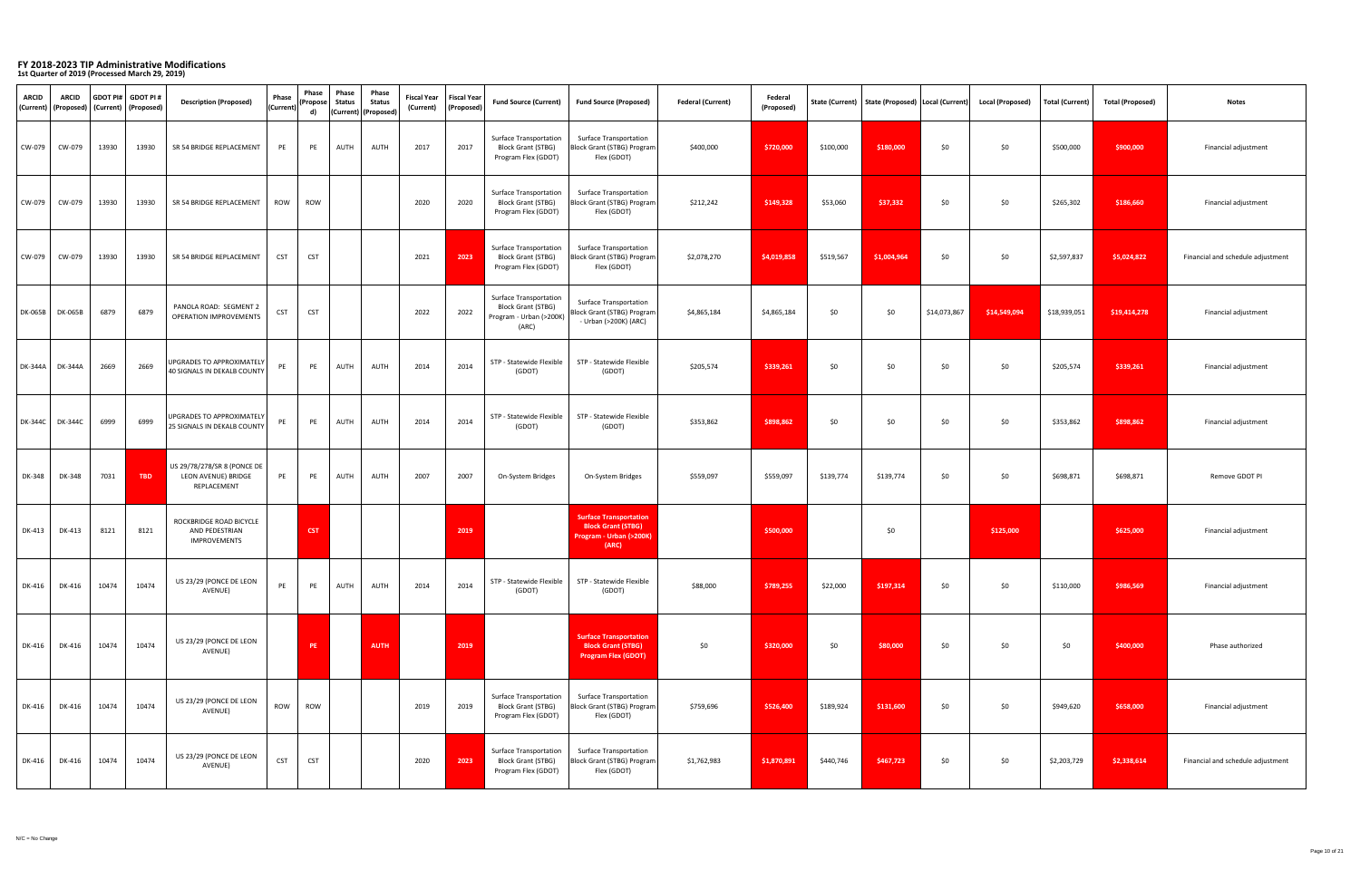# FY 2018-2023 TIP Administrative Modifications
**1st Quarter of 2019 (Processed March 29, 2019)**

| ARCID (Current) | ARCID (Proposed) | GDOT PI# (Current) | GDOT PI # (Proposed) | Description (Proposed) | Phase (Current) | Phase (Proposed) | Phase Status (Current) | Phase Status (Proposed) | Fiscal Year (Current) | Fiscal Year (Proposed) | Fund Source (Current) | Fund Source (Proposed) | Federal (Current) | Federal (Proposed) | State (Current) | State (Proposed) | Local (Current) | Local (Proposed) | Total (Current) | Total (Proposed) | Notes |
|---|---|---|---|---|---|---|---|---|---|---|---|---|---|---|---|---|---|---|---|---|---|
| CW-079 | CW-079 | 13930 | 13930 | SR 54 BRIDGE REPLACEMENT | PE | PE | AUTH | AUTH | 2017 | 2017 | Surface Transportation Block Grant (STBG) Program Flex (GDOT) | Surface Transportation Block Grant (STBG) Program Flex (GDOT) | $400,000 | $720,000 | $100,000 | $180,000 | $0 | $0 | $500,000 | $900,000 | Financial adjustment |
| CW-079 | CW-079 | 13930 | 13930 | SR 54 BRIDGE REPLACEMENT | ROW | ROW | | | 2020 | 2020 | Surface Transportation Block Grant (STBG) Program Flex (GDOT) | Surface Transportation Block Grant (STBG) Program Flex (GDOT) | $212,242 | $149,328 | $53,060 | $37,332 | $0 | $0 | $265,302 | $186,660 | Financial adjustment |
| CW-079 | CW-079 | 13930 | 13930 | SR 54 BRIDGE REPLACEMENT | CST | CST | | | 2021 | 2023 | Surface Transportation Block Grant (STBG) Program Flex (GDOT) | Surface Transportation Block Grant (STBG) Program Flex (GDOT) | $2,078,270 | $4,019,858 | $519,567 | $1,004,964 | $0 | $0 | $2,597,837 | $5,024,822 | Financial and schedule adjustment |
| DK-065B | DK-065B | 6879 | 6879 | PANOLA ROAD: SEGMENT 2 OPERATION IMPROVEMENTS | CST | CST | | | 2022 | 2022 | Surface Transportation Block Grant (STBG) Program - Urban (>200K) (ARC) | Surface Transportation Block Grant (STBG) Program - Urban (>200K) (ARC) | $4,865,184 | $4,865,184 | $0 | $0 | $14,073,867 | $14,549,094 | $18,939,051 | $19,414,278 | Financial adjustment |
| DK-344A | DK-344A | 2669 | 2669 | UPGRADES TO APPROXIMATELY 40 SIGNALS IN DEKALB COUNTY | PE | PE | AUTH | AUTH | 2014 | 2014 | STP - Statewide Flexible (GDOT) | STP - Statewide Flexible (GDOT) | $205,574 | $339,261 | $0 | $0 | $0 | $0 | $205,574 | $339,261 | Financial adjustment |
| DK-344C | DK-344C | 6999 | 6999 | UPGRADES TO APPROXIMATELY 25 SIGNALS IN DEKALB COUNTY | PE | PE | AUTH | AUTH | 2014 | 2014 | STP - Statewide Flexible (GDOT) | STP - Statewide Flexible (GDOT) | $353,862 | $898,862 | $0 | $0 | $0 | $0 | $353,862 | $898,862 | Financial adjustment |
| DK-348 | DK-348 | 7031 | TBD | US 29/78/278/SR 8 (PONCE DE LEON AVENUE) BRIDGE REPLACEMENT | PE | PE | AUTH | AUTH | 2007 | 2007 | On-System Bridges | On-System Bridges | $559,097 | $559,097 | $139,774 | $139,774 | $0 | $0 | $698,871 | $698,871 | Remove GDOT PI |
| DK-413 | DK-413 | 8121 | 8121 | ROCKBRIDGE ROAD BICYCLE AND PEDESTRIAN IMPROVEMENTS | | CST | | | | 2019 | | Surface Transportation Block Grant (STBG) Program - Urban (>200K) (ARC) | | $500,000 | | $0 | | $125,000 | | $625,000 | Financial adjustment |
| DK-416 | DK-416 | 10474 | 10474 | US 23/29 (PONCE DE LEON AVENUE) | PE | PE | AUTH | AUTH | 2014 | 2014 | STP - Statewide Flexible (GDOT) | STP - Statewide Flexible (GDOT) | $88,000 | $789,255 | $22,000 | $197,314 | $0 | $0 | $110,000 | $986,569 | Financial adjustment |
| DK-416 | DK-416 | 10474 | 10474 | US 23/29 (PONCE DE LEON AVENUE) | | PE | | AUTH | | 2019 | | Surface Transportation Block Grant (STBG) Program Flex (GDOT) | $0 | $320,000 | $0 | $80,000 | $0 | $0 | $0 | $400,000 | Phase authorized |
| DK-416 | DK-416 | 10474 | 10474 | US 23/29 (PONCE DE LEON AVENUE) | ROW | ROW | | | 2019 | 2019 | Surface Transportation Block Grant (STBG) Program Flex (GDOT) | Surface Transportation Block Grant (STBG) Program Flex (GDOT) | $759,696 | $526,400 | $189,924 | $131,600 | $0 | $0 | $949,620 | $658,000 | Financial adjustment |
| DK-416 | DK-416 | 10474 | 10474 | US 23/29 (PONCE DE LEON AVENUE) | CST | CST | | | 2020 | 2023 | Surface Transportation Block Grant (STBG) Program Flex (GDOT) | Surface Transportation Block Grant (STBG) Program Flex (GDOT) | $1,762,983 | $1,870,891 | $440,746 | $467,723 | $0 | $0 | $2,203,729 | $2,338,614 | Financial and schedule adjustment |

N/C = No Change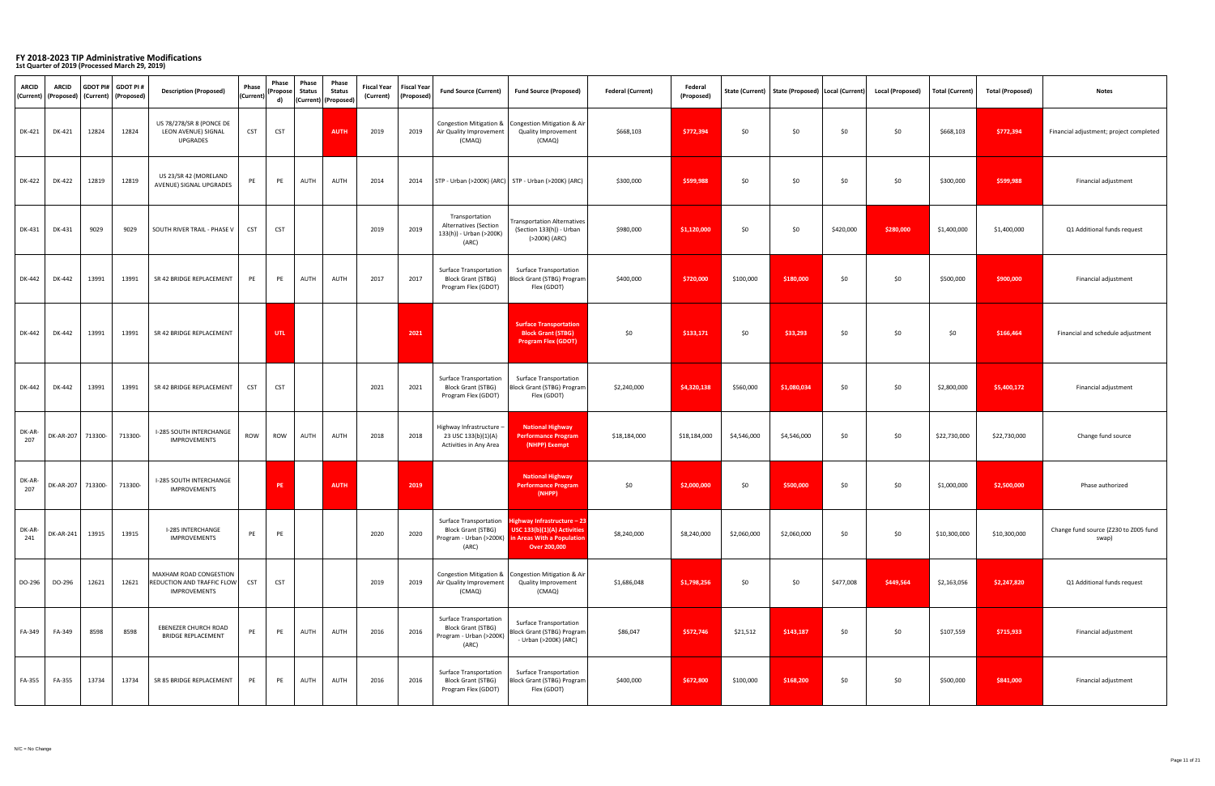# FY 2018-2023 TIP Administrative Modifications

**1st Quarter of 2019 (Processed March 29, 2019)**

| ARCID (Current) | ARCID (Proposed) | GDOT PI# (Current) | GDOT PI # (Proposed) | Description (Proposed) | Phase (Current) | Phase (Proposed) | Phase Status (Current) | Phase Status (Proposed) | Fiscal Year (Current) | Fiscal Year (Proposed) | Fund Source (Current) | Fund Source (Proposed) | Federal (Current) | Federal (Proposed) | State (Current) | State (Proposed) | Local (Current) | Local (Proposed) | Total (Current) | Total (Proposed) | Notes |
|---|---|---|---|---|---|---|---|---|---|---|---|---|---|---|---|---|---|---|---|---|---|
| DK-421 | DK-421 | 12824 | 12824 | US 78/278/SR 8 (PONCE DE LEON AVENUE) SIGNAL UPGRADES | CST | CST | | AUTH | 2019 | 2019 | Congestion Mitigation & Air Quality Improvement (CMAQ) | Congestion Mitigation & Air Quality Improvement (CMAQ) | $668,103 | $772,394 | $0 | $0 | $0 | $0 | $668,103 | $772,394 | Financial adjustment; project completed |
| DK-422 | DK-422 | 12819 | 12819 | US 23/SR 42 (MORELAND AVENUE) SIGNAL UPGRADES | PE | PE | AUTH | AUTH | 2014 | 2014 | STP - Urban (>200K) (ARC) | STP - Urban (>200K) (ARC) | $300,000 | $599,988 | $0 | $0 | $0 | $0 | $300,000 | $599,988 | Financial adjustment |
| DK-431 | DK-431 | 9029 | 9029 | SOUTH RIVER TRAIL - PHASE V | CST | CST | | | 2019 | 2019 | Transportation Alternatives (Section 133(h)) - Urban (>200K) (ARC) | Transportation Alternatives (Section 133(h)) - Urban (>200K) (ARC) | $980,000 | $1,120,000 | $0 | $0 | $420,000 | $280,000 | $1,400,000 | $1,400,000 | Q1 Additional funds request |
| DK-442 | DK-442 | 13991 | 13991 | SR 42 BRIDGE REPLACEMENT | PE | PE | AUTH | AUTH | 2017 | 2017 | Surface Transportation Block Grant (STBG) Program Flex (GDOT) | Surface Transportation Block Grant (STBG) Program Flex (GDOT) | $400,000 | $720,000 | $100,000 | $180,000 | $0 | $0 | $500,000 | $900,000 | Financial adjustment |
| DK-442 | DK-442 | 13991 | 13991 | SR 42 BRIDGE REPLACEMENT | | UTL | | | | 2021 | | Surface Transportation Block Grant (STBG) Program Flex (GDOT) | $0 | $133,171 | $0 | $33,293 | $0 | $0 | $0 | $166,464 | Financial and schedule adjustment |
| DK-442 | DK-442 | 13991 | 13991 | SR 42 BRIDGE REPLACEMENT | CST | CST | | | 2021 | 2021 | Surface Transportation Block Grant (STBG) Program Flex (GDOT) | Surface Transportation Block Grant (STBG) Program Flex (GDOT) | $2,240,000 | $4,320,138 | $560,000 | $1,080,034 | $0 | $0 | $2,800,000 | $5,400,172 | Financial adjustment |
| DK-AR-207 | DK-AR-207 | 713300- | 713300- | I-285 SOUTH INTERCHANGE IMPROVEMENTS | ROW | ROW | AUTH | AUTH | 2018 | 2018 | Highway Infrastructure – 23 USC 133(b)(1)(A) Activities in Any Area | National Highway Performance Program (NHPP) Exempt | $18,184,000 | $18,184,000 | $4,546,000 | $4,546,000 | $0 | $0 | $22,730,000 | $22,730,000 | Change fund source |
| DK-AR-207 | DK-AR-207 | 713300- | 713300- | I-285 SOUTH INTERCHANGE IMPROVEMENTS | | PE | | AUTH | | 2019 | | National Highway Performance Program (NHPP) | $0 | $2,000,000 | $0 | $500,000 | $0 | $0 | $1,000,000 | $2,500,000 | Phase authorized |
| DK-AR-241 | DK-AR-241 | 13915 | 13915 | I-285 INTERCHANGE IMPROVEMENTS | PE | PE | | | 2020 | 2020 | Surface Transportation Block Grant (STBG) Program - Urban (>200K) (ARC) | Highway Infrastructure – 23 USC 133(b)(1)(A) Activities in Areas With a Population Over 200,000 | $8,240,000 | $8,240,000 | $2,060,000 | $2,060,000 | $0 | $0 | $10,300,000 | $10,300,000 | Change fund source (Z230 to Z005 fund swap) |
| DO-296 | DO-296 | 12621 | 12621 | MAXHAM ROAD CONGESTION REDUCTION AND TRAFFIC FLOW IMPROVEMENTS | CST | CST | | | 2019 | 2019 | Congestion Mitigation & Air Quality Improvement (CMAQ) | Congestion Mitigation & Air Quality Improvement (CMAQ) | $1,686,048 | $1,798,256 | $0 | $0 | $477,008 | $449,564 | $2,163,056 | $2,247,820 | Q1 Additional funds request |
| FA-349 | FA-349 | 8598 | 8598 | EBENEZER CHURCH ROAD BRIDGE REPLACEMENT | PE | PE | AUTH | AUTH | 2016 | 2016 | Surface Transportation Block Grant (STBG) Program - Urban (>200K) (ARC) | Surface Transportation Block Grant (STBG) Program - Urban (>200K) (ARC) | $86,047 | $572,746 | $21,512 | $143,187 | $0 | $0 | $107,559 | $715,933 | Financial adjustment |
| FA-355 | FA-355 | 13734 | 13734 | SR 85 BRIDGE REPLACEMENT | PE | PE | AUTH | AUTH | 2016 | 2016 | Surface Transportation Block Grant (STBG) Program Flex (GDOT) | Surface Transportation Block Grant (STBG) Program Flex (GDOT) | $400,000 | $672,800 | $100,000 | $168,200 | $0 | $0 | $500,000 | $841,000 | Financial adjustment |

N/C = No Change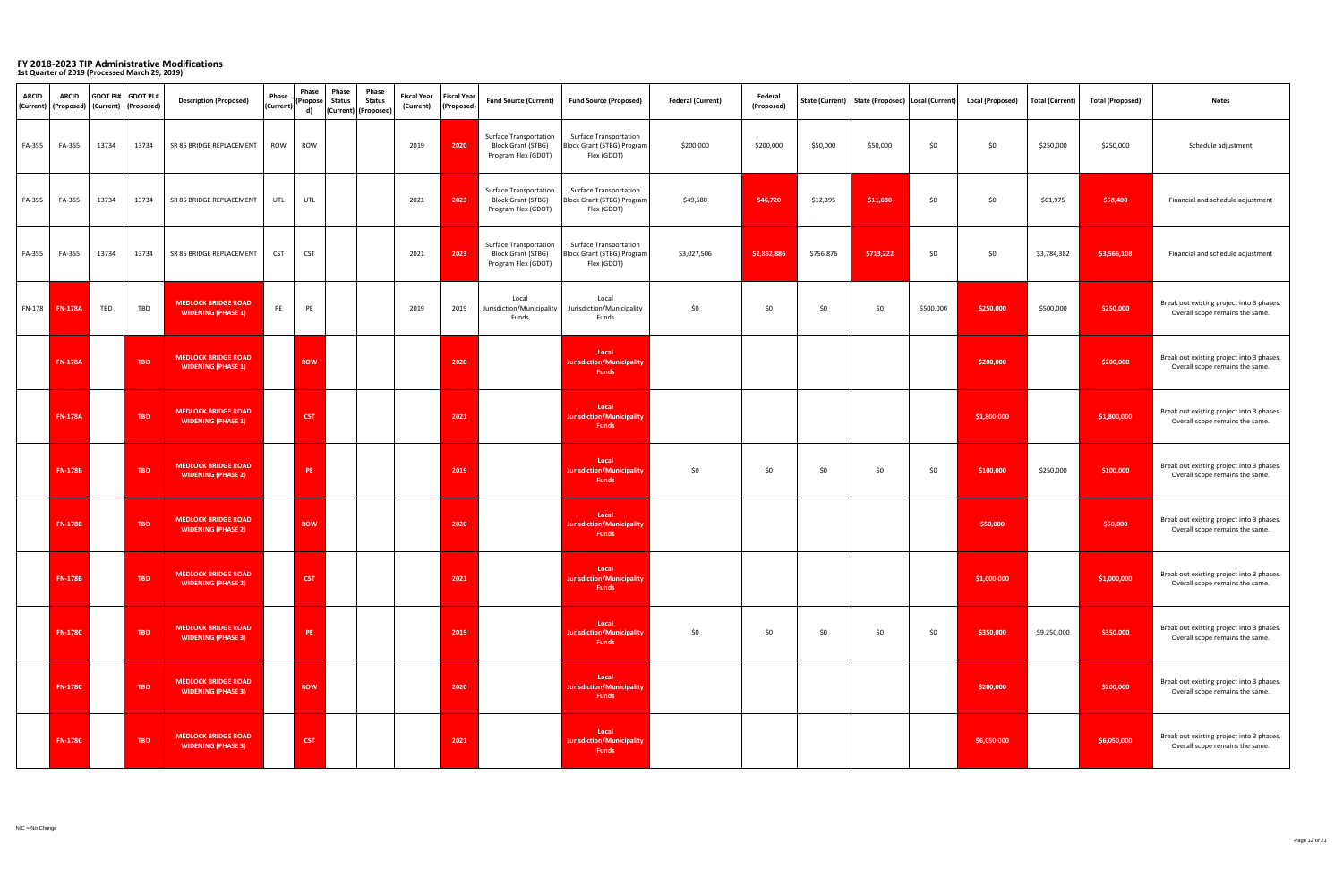# FY 2018-2023 TIP Administrative Modifications

**1st Quarter of 2019 (Processed March 29, 2019)**

| ARCID (Current) | ARCID (Proposed) | GDOT PI# (Current) | GDOT PI # (Proposed) | Description (Proposed) | Phase (Current) | Phase (Proposed) | Phase Status (Current) | Phase Status (Proposed) | Fiscal Year (Current) | Fiscal Year (Proposed) | Fund Source (Current) | Fund Source (Proposed) | Federal (Current) | Federal (Proposed) | State (Current) | State (Proposed) | Local (Current) | Local (Proposed) | Total (Current) | Total (Proposed) | Notes |
|---|---|---|---|---|---|---|---|---|---|---|---|---|---|---|---|---|---|---|---|---|---|
| FA-355 | FA-355 | 13734 | 13734 | SR 85 BRIDGE REPLACEMENT | ROW | ROW | | | 2019 | 2020 | Surface Transportation Block Grant (STBG) Program Flex (GDOT) | Surface Transportation Block Grant (STBG) Program Flex (GDOT) | $200,000 | $200,000 | $50,000 | $50,000 | $0 | $0 | $250,000 | $250,000 | Schedule adjustment |
| FA-355 | FA-355 | 13734 | 13734 | SR 85 BRIDGE REPLACEMENT | UTL | UTL | | | 2021 | 2023 | Surface Transportation Block Grant (STBG) Program Flex (GDOT) | Surface Transportation Block Grant (STBG) Program Flex (GDOT) | $49,580 | $46,720 | $12,395 | $11,680 | $0 | $0 | $61,975 | $58,400 | Financial and schedule adjustment |
| FA-355 | FA-355 | 13734 | 13734 | SR 85 BRIDGE REPLACEMENT | CST | CST | | | 2021 | 2023 | Surface Transportation Block Grant (STBG) Program Flex (GDOT) | Surface Transportation Block Grant (STBG) Program Flex (GDOT) | $3,027,506 | $2,852,886 | $756,876 | $713,222 | $0 | $0 | $3,784,382 | $3,566,108 | Financial and schedule adjustment |
| FN-178 | FN-178A | TBD | TBD | MEDLOCK BRIDGE ROAD WIDENING (PHASE 1) | PE | PE | | | 2019 | 2019 | Local Jurisdiction/Municipality Funds | Local Jurisdiction/Municipality Funds | $0 | $0 | $0 | $0 | $500,000 | $250,000 | $500,000 | $250,000 | Break out existing project into 3 phases. Overall scope remains the same. |
| | FN-178A | | TBD | MEDLOCK BRIDGE ROAD WIDENING (PHASE 1) | | ROW | | | | 2020 | | Local Jurisdiction/Municipality Funds | | | | | | $200,000 | | $200,000 | Break out existing project into 3 phases. Overall scope remains the same. |
| | FN-178A | | TBD | MEDLOCK BRIDGE ROAD WIDENING (PHASE 1) | | CST | | | | 2021 | | Local Jurisdiction/Municipality Funds | | | | | | $1,800,000 | | $1,800,000 | Break out existing project into 3 phases. Overall scope remains the same. |
| | FN-178B | | TBD | MEDLOCK BRIDGE ROAD WIDENING (PHASE 2) | | PE | | | | 2019 | | Local Jurisdiction/Municipality Funds | $0 | $0 | $0 | $0 | $0 | $100,000 | $250,000 | $100,000 | Break out existing project into 3 phases. Overall scope remains the same. |
| | FN-178B | | TBD | MEDLOCK BRIDGE ROAD WIDENING (PHASE 2) | | ROW | | | | 2020 | | Local Jurisdiction/Municipality Funds | | | | | | $50,000 | | $50,000 | Break out existing project into 3 phases. Overall scope remains the same. |
| | FN-178B | | TBD | MEDLOCK BRIDGE ROAD WIDENING (PHASE 2) | | CST | | | | 2021 | | Local Jurisdiction/Municipality Funds | | | | | | $1,000,000 | | $1,000,000 | Break out existing project into 3 phases. Overall scope remains the same. |
| | FN-178C | | TBD | MEDLOCK BRIDGE ROAD WIDENING (PHASE 3) | | PE | | | | 2019 | | Local Jurisdiction/Municipality Funds | $0 | $0 | $0 | $0 | $0 | $350,000 | $9,250,000 | $350,000 | Break out existing project into 3 phases. Overall scope remains the same. |
| | FN-178C | | TBD | MEDLOCK BRIDGE ROAD WIDENING (PHASE 3) | | ROW | | | | 2020 | | Local Jurisdiction/Municipality Funds | | | | | | $200,000 | | $200,000 | Break out existing project into 3 phases. Overall scope remains the same. |
| | FN-178C | | TBD | MEDLOCK BRIDGE ROAD WIDENING (PHASE 3) | | CST | | | | 2021 | | Local Jurisdiction/Municipality Funds | | | | | | $6,050,000 | | $6,050,000 | Break out existing project into 3 phases. Overall scope remains the same. |

N/C = No Change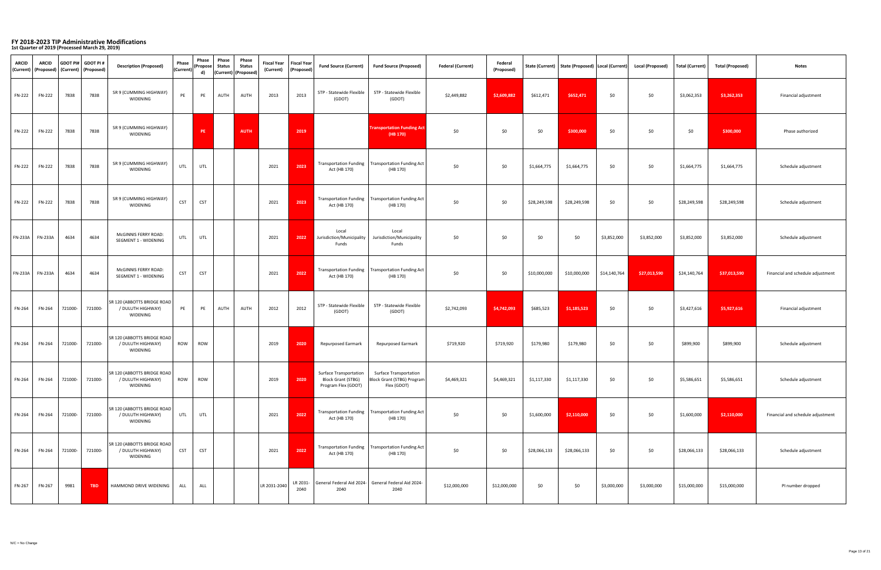# FY 2018-2023 TIP Administrative Modifications
**1st Quarter of 2019 (Processed March 29, 2019)**

| ARCID (Current) | ARCID (Proposed) | GDOT PI# (Current) | GDOT PI # (Proposed) | Description (Proposed) | Phase (Current) | Phase (Proposed) | Phase Status (Current) | Phase Status (Proposed) | Fiscal Year (Current) | Fiscal Year (Proposed) | Fund Source (Current) | Fund Source (Proposed) | Federal (Current) | Federal (Proposed) | State (Current) | State (Proposed) | Local (Current) | Local (Proposed) | Total (Current) | Total (Proposed) | Notes |
|---|---|---|---|---|---|---|---|---|---|---|---|---|---|---|---|---|---|---|---|---|---|
| FN-222 | FN-222 | 7838 | 7838 | SR 9 (CUMMING HIGHWAY) WIDENING | PE | PE | AUTH | AUTH | 2013 | 2013 | STP - Statewide Flexible (GDOT) | STP - Statewide Flexible (GDOT) | $2,449,882 | $2,609,882 | $612,471 | $652,471 | $0 | $0 | $3,062,353 | $3,262,353 | Financial adjustment |
| FN-222 | FN-222 | 7838 | 7838 | SR 9 (CUMMING HIGHWAY) WIDENING | | PE | | AUTH | | 2019 | | Transportation Funding Act (HB 170) | $0 | $0 | $0 | $300,000 | $0 | $0 | $0 | $300,000 | Phase authorized |
| FN-222 | FN-222 | 7838 | 7838 | SR 9 (CUMMING HIGHWAY) WIDENING | UTL | UTL | | | 2021 | 2023 | Transportation Funding Act (HB 170) | Transportation Funding Act (HB 170) | $0 | $0 | $1,664,775 | $1,664,775 | $0 | $0 | $1,664,775 | $1,664,775 | Schedule adjustment |
| FN-222 | FN-222 | 7838 | 7838 | SR 9 (CUMMING HIGHWAY) WIDENING | CST | CST | | | 2021 | 2023 | Transportation Funding Act (HB 170) | Transportation Funding Act (HB 170) | $0 | $0 | $28,249,598 | $28,249,598 | $0 | $0 | $28,249,598 | $28,249,598 | Schedule adjustment |
| FN-233A | FN-233A | 4634 | 4634 | McGINNIS FERRY ROAD: SEGMENT 1 - WIDENING | UTL | UTL | | | 2021 | 2022 | Local Jurisdiction/Municipality Funds | Local Jurisdiction/Municipality Funds | $0 | $0 | $0 | $0 | $3,852,000 | $3,852,000 | $3,852,000 | $3,852,000 | Schedule adjustment |
| FN-233A | FN-233A | 4634 | 4634 | McGINNIS FERRY ROAD: SEGMENT 1 - WIDENING | CST | CST | | | 2021 | 2022 | Transportation Funding Act (HB 170) | Transportation Funding Act (HB 170) | $0 | $0 | $10,000,000 | $10,000,000 | $14,140,764 | $27,013,590 | $24,140,764 | $37,013,590 | Financial and schedule adjustment |
| FN-264 | FN-264 | 721000- | 721000- | SR 120 (ABBOTTS BRIDGE ROAD / DULUTH HIGHWAY) WIDENING | PE | PE | AUTH | AUTH | 2012 | 2012 | STP - Statewide Flexible (GDOT) | STP - Statewide Flexible (GDOT) | $2,742,093 | $4,742,093 | $685,523 | $1,185,523 | $0 | $0 | $3,427,616 | $5,927,616 | Financial adjustment |
| FN-264 | FN-264 | 721000- | 721000- | SR 120 (ABBOTTS BRIDGE ROAD / DULUTH HIGHWAY) WIDENING | ROW | ROW | | | 2019 | 2020 | Repurposed Earmark | Repurposed Earmark | $719,920 | $719,920 | $179,980 | $179,980 | $0 | $0 | $899,900 | $899,900 | Schedule adjustment |
| FN-264 | FN-264 | 721000- | 721000- | SR 120 (ABBOTTS BRIDGE ROAD / DULUTH HIGHWAY) WIDENING | ROW | ROW | | | 2019 | 2020 | Surface Transportation Block Grant (STBG) Program Flex (GDOT) | Surface Transportation Block Grant (STBG) Program Flex (GDOT) | $4,469,321 | $4,469,321 | $1,117,330 | $1,117,330 | $0 | $0 | $5,586,651 | $5,586,651 | Schedule adjustment |
| FN-264 | FN-264 | 721000- | 721000- | SR 120 (ABBOTTS BRIDGE ROAD / DULUTH HIGHWAY) WIDENING | UTL | UTL | | | 2021 | 2022 | Transportation Funding Act (HB 170) | Transportation Funding Act (HB 170) | $0 | $0 | $1,600,000 | $2,110,000 | $0 | $0 | $1,600,000 | $2,110,000 | Financial and schedule adjustment |
| FN-264 | FN-264 | 721000- | 721000- | SR 120 (ABBOTTS BRIDGE ROAD / DULUTH HIGHWAY) WIDENING | CST | CST | | | 2021 | 2022 | Transportation Funding Act (HB 170) | Transportation Funding Act (HB 170) | $0 | $0 | $28,066,133 | $28,066,133 | $0 | $0 | $28,066,133 | $28,066,133 | Schedule adjustment |
| FN-267 | FN-267 | 9981 | TBD | HAMMOND DRIVE WIDENING | ALL | ALL | | | LR 2031-2040 | LR 2031-2040 | General Federal Aid 2024-2040 | General Federal Aid 2024-2040 | $12,000,000 | $12,000,000 | $0 | $0 | $3,000,000 | $3,000,000 | $15,000,000 | $15,000,000 | PI number dropped |

N/C = No Change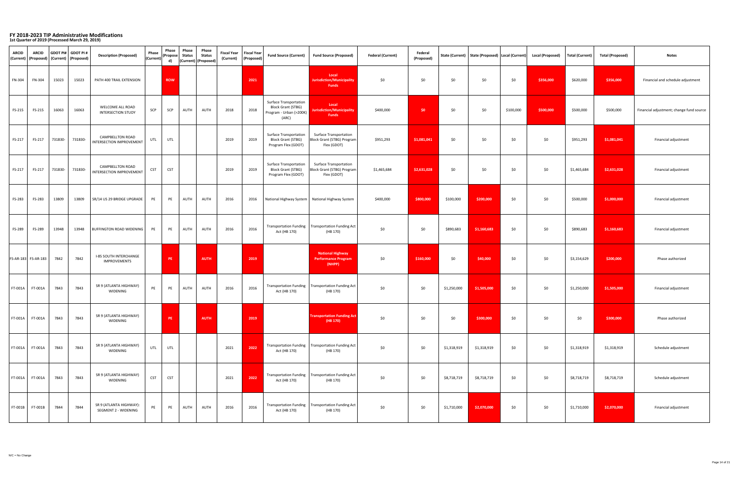# FY 2018-2023 TIP Administrative Modifications

**1st Quarter of 2019 (Processed March 29, 2019)**

| ARCID (Current) | ARCID (Proposed) | GDOT PI# (Current) | GDOT PI # (Proposed) | Description (Proposed) | Phase (Current) | Phase (Proposed) | Phase Status (Current) | Phase Status (Proposed) | Fiscal Year (Current) | Fiscal Year (Proposed) | Fund Source (Current) | Fund Source (Proposed) | Federal (Current) | Federal (Proposed) | State (Current) | State (Proposed) | Local (Current) | Local (Proposed) | Total (Current) | Total (Proposed) | Notes |
|---|---|---|---|---|---|---|---|---|---|---|---|---|---|---|---|---|---|---|---|---|---|
| FN-304 | FN-304 | 15023 | 15023 | PATH 400 TRAIL EXTENSION | | ROW | | | | 2021 | | Local Jurisdiction/Municipality Funds | $0 | $0 | $0 | $0 | $0 | $356,000 | $620,000 | $356,000 | Financial and schedule adjustment |
| FS-215 | FS-215 | 16063 | 16063 | WELCOME ALL ROAD INTERSECTION STUDY | SCP | SCP | AUTH | AUTH | 2018 | 2018 | Surface Transportation Block Grant (STBG) Program - Urban (>200K) (ARC) | Local Jurisdiction/Municipality Funds | $400,000 | $0 | $0 | $0 | $100,000 | $500,000 | $500,000 | $500,000 | Financial adjustment; change fund source |
| FS-217 | FS-217 | 731830- | 731830- | CAMPBELLTON ROAD INTERSECTION IMPROVEMENT | UTL | UTL | | | 2019 | 2019 | Surface Transportation Block Grant (STBG) Program Flex (GDOT) | Surface Transportation Block Grant (STBG) Program Flex (GDOT) | $951,293 | $1,081,041 | $0 | $0 | $0 | $0 | $951,293 | $1,081,041 | Financial adjustment |
| FS-217 | FS-217 | 731830- | 731830- | CAMPBELLTON ROAD INTERSECTION IMPROVEMENT | CST | CST | | | 2019 | 2019 | Surface Transportation Block Grant (STBG) Program Flex (GDOT) | Surface Transportation Block Grant (STBG) Program Flex (GDOT) | $1,465,684 | $2,631,028 | $0 | $0 | $0 | $0 | $1,465,684 | $2,631,028 | Financial adjustment |
| FS-283 | FS-283 | 13809 | 13809 | SR/14 US 29 BRIDGE UPGRADE | PE | PE | AUTH | AUTH | 2016 | 2016 | National Highway System | National Highway System | $400,000 | $800,000 | $100,000 | $200,000 | $0 | $0 | $500,000 | $1,000,000 | Financial adjustment |
| FS-289 | FS-289 | 13948 | 13948 | BUFFINGTON ROAD WIDENING | PE | PE | AUTH | AUTH | 2016 | 2016 | Transportation Funding Act (HB 170) | Transportation Funding Act (HB 170) | $0 | $0 | $890,683 | $1,160,683 | $0 | $0 | $890,683 | $1,160,683 | Financial adjustment |
| FS-AR-183 | FS-AR-183 | 7842 | 7842 | I-85 SOUTH INTERCHANGE IMPROVEMENTS | | PE | | AUTH | | 2019 | | National Highway Performance Program (NHPP) | $0 | $160,000 | $0 | $40,000 | $0 | $0 | $3,154,629 | $200,000 | Phase authorized |
| FT-001A | FT-001A | 7843 | 7843 | SR 9 (ATLANTA HIGHWAY) WIDENING | PE | PE | AUTH | AUTH | 2016 | 2016 | Transportation Funding Act (HB 170) | Transportation Funding Act (HB 170) | $0 | $0 | $1,250,000 | $1,505,000 | $0 | $0 | $1,250,000 | $1,505,000 | Financial adjustment |
| FT-001A | FT-001A | 7843 | 7843 | SR 9 (ATLANTA HIGHWAY) WIDENING | | PE | | AUTH | | 2019 | | Transportation Funding Act (HB 170) | $0 | $0 | $0 | $300,000 | $0 | $0 | $0 | $300,000 | Phase authorized |
| FT-001A | FT-001A | 7843 | 7843 | SR 9 (ATLANTA HIGHWAY) WIDENING | UTL | UTL | | | 2021 | 2022 | Transportation Funding Act (HB 170) | Transportation Funding Act (HB 170) | $0 | $0 | $1,318,919 | $1,318,919 | $0 | $0 | $1,318,919 | $1,318,919 | Schedule adjustment |
| FT-001A | FT-001A | 7843 | 7843 | SR 9 (ATLANTA HIGHWAY) WIDENING | CST | CST | | | 2021 | 2022 | Transportation Funding Act (HB 170) | Transportation Funding Act (HB 170) | $0 | $0 | $8,718,719 | $8,718,719 | $0 | $0 | $8,718,719 | $8,718,719 | Schedule adjustment |
| FT-001B | FT-001B | 7844 | 7844 | SR 9 (ATLANTA HIGHWAY): SEGMENT 2 - WIDENING | PE | PE | AUTH | AUTH | 2016 | 2016 | Transportation Funding Act (HB 170) | Transportation Funding Act (HB 170) | $0 | $0 | $1,710,000 | $2,070,000 | $0 | $0 | $1,710,000 | $2,070,000 | Financial adjustment |

N/C = No Change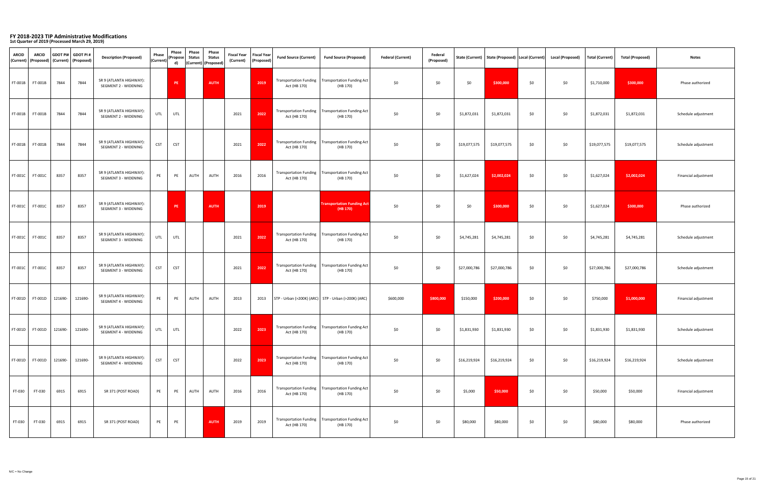# FY 2018-2023 TIP Administrative Modifications
**1st Quarter of 2019 (Processed March 29, 2019)**

| ARCID (Current) | ARCID (Proposed) | GDOT PI# (Current) | GDOT PI # (Proposed) | Description (Proposed) | Phase (Current) | Phase (Proposed) | Phase Status (Current) | Phase Status (Proposed) | Fiscal Year (Current) | Fiscal Year (Proposed) | Fund Source (Current) | Fund Source (Proposed) | Federal (Current) | Federal (Proposed) | State (Current) | State (Proposed) | Local (Current) | Local (Proposed) | Total (Current) | Total (Proposed) | Notes |
|---|---|---|---|---|---|---|---|---|---|---|---|---|---|---|---|---|---|---|---|---|---|
| FT-001B | FT-001B | 7844 | 7844 | SR 9 (ATLANTA HIGHWAY): SEGMENT 2 - WIDENING | | PE | | AUTH | | 2019 | Transportation Funding Act (HB 170) | Transportation Funding Act (HB 170) | $0 | $0 | $0 | $300,000 | $0 | $0 | $1,710,000 | $300,000 | Phase authorized |
| FT-001B | FT-001B | 7844 | 7844 | SR 9 (ATLANTA HIGHWAY): SEGMENT 2 - WIDENING | UTL | UTL | | | 2021 | 2022 | Transportation Funding Act (HB 170) | Transportation Funding Act (HB 170) | $0 | $0 | $1,872,031 | $1,872,031 | $0 | $0 | $1,872,031 | $1,872,031 | Schedule adjustment |
| FT-001B | FT-001B | 7844 | 7844 | SR 9 (ATLANTA HIGHWAY): SEGMENT 2 - WIDENING | CST | CST | | | 2021 | 2022 | Transportation Funding Act (HB 170) | Transportation Funding Act (HB 170) | $0 | $0 | $19,077,575 | $19,077,575 | $0 | $0 | $19,077,575 | $19,077,575 | Schedule adjustment |
| FT-001C | FT-001C | 8357 | 8357 | SR 9 (ATLANTA HIGHWAY): SEGMENT 3 - WIDENING | PE | PE | AUTH | AUTH | 2016 | 2016 | Transportation Funding Act (HB 170) | Transportation Funding Act (HB 170) | $0 | $0 | $1,627,024 | $2,002,024 | $0 | $0 | $1,627,024 | $2,002,024 | Financial adjustment |
| FT-001C | FT-001C | 8357 | 8357 | SR 9 (ATLANTA HIGHWAY): SEGMENT 3 - WIDENING | | PE | | AUTH | | 2019 | | Transportation Funding Act (HB 170) | $0 | $0 | $0 | $300,000 | $0 | $0 | $1,627,024 | $300,000 | Phase authorized |
| FT-001C | FT-001C | 8357 | 8357 | SR 9 (ATLANTA HIGHWAY): SEGMENT 3 - WIDENING | UTL | UTL | | | 2021 | 2022 | Transportation Funding Act (HB 170) | Transportation Funding Act (HB 170) | $0 | $0 | $4,745,281 | $4,745,281 | $0 | $0 | $4,745,281 | $4,745,281 | Schedule adjustment |
| FT-001C | FT-001C | 8357 | 8357 | SR 9 (ATLANTA HIGHWAY): SEGMENT 3 - WIDENING | CST | CST | | | 2021 | 2022 | Transportation Funding Act (HB 170) | Transportation Funding Act (HB 170) | $0 | $0 | $27,000,786 | $27,000,786 | $0 | $0 | $27,000,786 | $27,000,786 | Schedule adjustment |
| FT-001D | FT-001D | 121690- | 121690- | SR 9 (ATLANTA HIGHWAY): SEGMENT 4 - WIDENING | PE | PE | AUTH | AUTH | 2013 | 2013 | STP - Urban (>200K) (ARC) | STP - Urban (>200K) (ARC) | $600,000 | $800,000 | $150,000 | $200,000 | $0 | $0 | $750,000 | $1,000,000 | Financial adjustment |
| FT-001D | FT-001D | 121690- | 121690- | SR 9 (ATLANTA HIGHWAY): SEGMENT 4 - WIDENING | UTL | UTL | | | 2022 | 2023 | Transportation Funding Act (HB 170) | Transportation Funding Act (HB 170) | $0 | $0 | $1,831,930 | $1,831,930 | $0 | $0 | $1,831,930 | $1,831,930 | Schedule adjustment |
| FT-001D | FT-001D | 121690- | 121690- | SR 9 (ATLANTA HIGHWAY): SEGMENT 4 - WIDENING | CST | CST | | | 2022 | 2023 | Transportation Funding Act (HB 170) | Transportation Funding Act (HB 170) | $0 | $0 | $16,219,924 | $16,219,924 | $0 | $0 | $16,219,924 | $16,219,924 | Schedule adjustment |
| FT-030 | FT-030 | 6915 | 6915 | SR 371 (POST ROAD) | PE | PE | AUTH | AUTH | 2016 | 2016 | Transportation Funding Act (HB 170) | Transportation Funding Act (HB 170) | $0 | $0 | $5,000 | $50,000 | $0 | $0 | $50,000 | $50,000 | Financial adjustment |
| FT-030 | FT-030 | 6915 | 6915 | SR 371 (POST ROAD) | PE | PE | | AUTH | 2019 | 2019 | Transportation Funding Act (HB 170) | Transportation Funding Act (HB 170) | $0 | $0 | $80,000 | $80,000 | $0 | $0 | $80,000 | $80,000 | Phase authorized |

N/C = No Change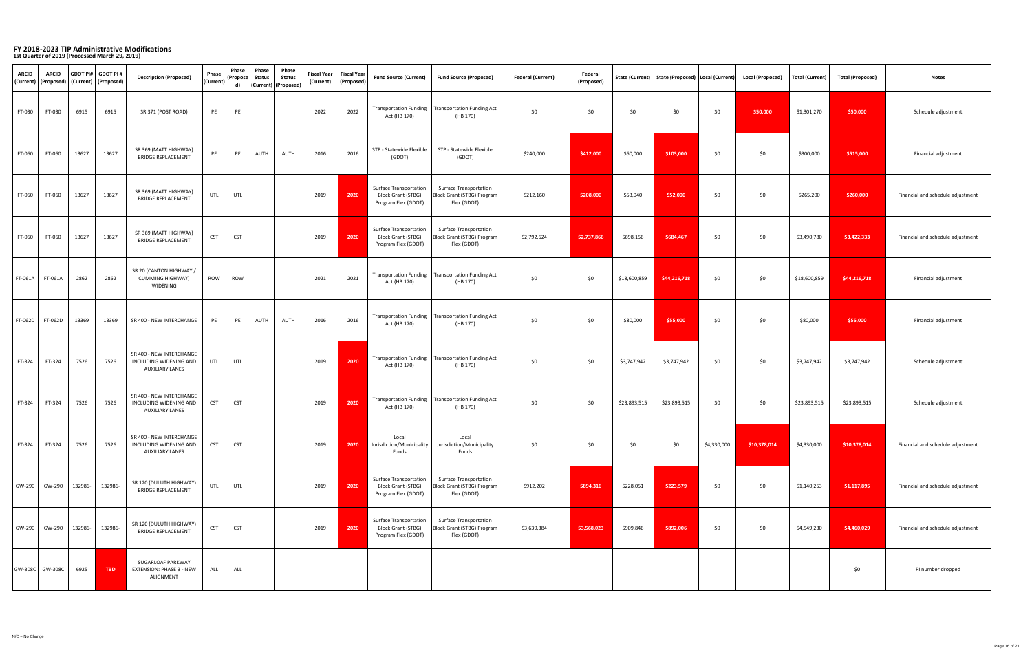# FY 2018-2023 TIP Administrative Modifications

**1st Quarter of 2019 (Processed March 29, 2019)**

| ARCID (Current) | ARCID (Proposed) | GDOT PI# (Current) | GDOT PI # (Proposed) | Description (Proposed) | Phase (Current) | Phase (Proposed) | Phase Status (Current) | Phase Status (Proposed) | Fiscal Year (Current) | Fiscal Year (Proposed) | Fund Source (Current) | Fund Source (Proposed) | Federal (Current) | Federal (Proposed) | State (Current) | State (Proposed) | Local (Current) | Local (Proposed) | Total (Current) | Total (Proposed) | Notes |
|---|---|---|---|---|---|---|---|---|---|---|---|---|---|---|---|---|---|---|---|---|---|
| FT-030 | FT-030 | 6915 | 6915 | SR 371 (POST ROAD) | PE | PE | | | 2022 | 2022 | Transportation Funding Act (HB 170) | Transportation Funding Act (HB 170) | $0 | $0 | $0 | $0 | $0 | $50,000 | $1,301,270 | $50,000 | Schedule adjustment |
| FT-060 | FT-060 | 13627 | 13627 | SR 369 (MATT HIGHWAY) BRIDGE REPLACEMENT | PE | PE | AUTH | AUTH | 2016 | 2016 | STP - Statewide Flexible (GDOT) | STP - Statewide Flexible (GDOT) | $240,000 | $412,000 | $60,000 | $103,000 | $0 | $0 | $300,000 | $515,000 | Financial adjustment |
| FT-060 | FT-060 | 13627 | 13627 | SR 369 (MATT HIGHWAY) BRIDGE REPLACEMENT | UTL | UTL | | | 2019 | 2020 | Surface Transportation Block Grant (STBG) Program Flex (GDOT) | Surface Transportation Block Grant (STBG) Program Flex (GDOT) | $212,160 | $208,000 | $53,040 | $52,000 | $0 | $0 | $265,200 | $260,000 | Financial and schedule adjustment |
| FT-060 | FT-060 | 13627 | 13627 | SR 369 (MATT HIGHWAY) BRIDGE REPLACEMENT | CST | CST | | | 2019 | 2020 | Surface Transportation Block Grant (STBG) Program Flex (GDOT) | Surface Transportation Block Grant (STBG) Program Flex (GDOT) | $2,792,624 | $2,737,866 | $698,156 | $684,467 | $0 | $0 | $3,490,780 | $3,422,333 | Financial and schedule adjustment |
| FT-061A | FT-061A | 2862 | 2862 | SR 20 (CANTON HIGHWAY / CUMMING HIGHWAY) WIDENING | ROW | ROW | | | 2021 | 2021 | Transportation Funding Act (HB 170) | Transportation Funding Act (HB 170) | $0 | $0 | $18,600,859 | $44,216,718 | $0 | $0 | $18,600,859 | $44,216,718 | Financial adjustment |
| FT-062D | FT-062D | 13369 | 13369 | SR 400 - NEW INTERCHANGE | PE | PE | AUTH | AUTH | 2016 | 2016 | Transportation Funding Act (HB 170) | Transportation Funding Act (HB 170) | $0 | $0 | $80,000 | $55,000 | $0 | $0 | $80,000 | $55,000 | Financial adjustment |
| FT-324 | FT-324 | 7526 | 7526 | SR 400 - NEW INTERCHANGE INCLUDING WIDENING AND AUXILIARY LANES | UTL | UTL | | | 2019 | 2020 | Transportation Funding Act (HB 170) | Transportation Funding Act (HB 170) | $0 | $0 | $3,747,942 | $3,747,942 | $0 | $0 | $3,747,942 | $3,747,942 | Schedule adjustment |
| FT-324 | FT-324 | 7526 | 7526 | SR 400 - NEW INTERCHANGE INCLUDING WIDENING AND AUXILIARY LANES | CST | CST | | | 2019 | 2020 | Transportation Funding Act (HB 170) | Transportation Funding Act (HB 170) | $0 | $0 | $23,893,515 | $23,893,515 | $0 | $0 | $23,893,515 | $23,893,515 | Schedule adjustment |
| FT-324 | FT-324 | 7526 | 7526 | SR 400 - NEW INTERCHANGE INCLUDING WIDENING AND AUXILIARY LANES | CST | CST | | | 2019 | 2020 | Local Jurisdiction/Municipality Funds | Local Jurisdiction/Municipality Funds | $0 | $0 | $0 | $0 | $4,330,000 | $10,378,014 | $4,330,000 | $10,378,014 | Financial and schedule adjustment |
| GW-290 | GW-290 | 132986- | 132986- | SR 120 (DULUTH HIGHWAY) BRIDGE REPLACEMENT | UTL | UTL | | | 2019 | 2020 | Surface Transportation Block Grant (STBG) Program Flex (GDOT) | Surface Transportation Block Grant (STBG) Program Flex (GDOT) | $912,202 | $894,316 | $228,051 | $223,579 | $0 | $0 | $1,140,253 | $1,117,895 | Financial and schedule adjustment |
| GW-290 | GW-290 | 132986- | 132986- | SR 120 (DULUTH HIGHWAY) BRIDGE REPLACEMENT | CST | CST | | | 2019 | 2020 | Surface Transportation Block Grant (STBG) Program Flex (GDOT) | Surface Transportation Block Grant (STBG) Program Flex (GDOT) | $3,639,384 | $3,568,023 | $909,846 | $892,006 | $0 | $0 | $4,549,230 | $4,460,029 | Financial and schedule adjustment |
| GW-308C | GW-308C | 6925 | TBD | SUGARLOAF PARKWAY EXTENSION: PHASE 3 - NEW ALIGNMENT | ALL | ALL | | | | | | | | | | | | | | $0 | PI number dropped |

N/C = No Change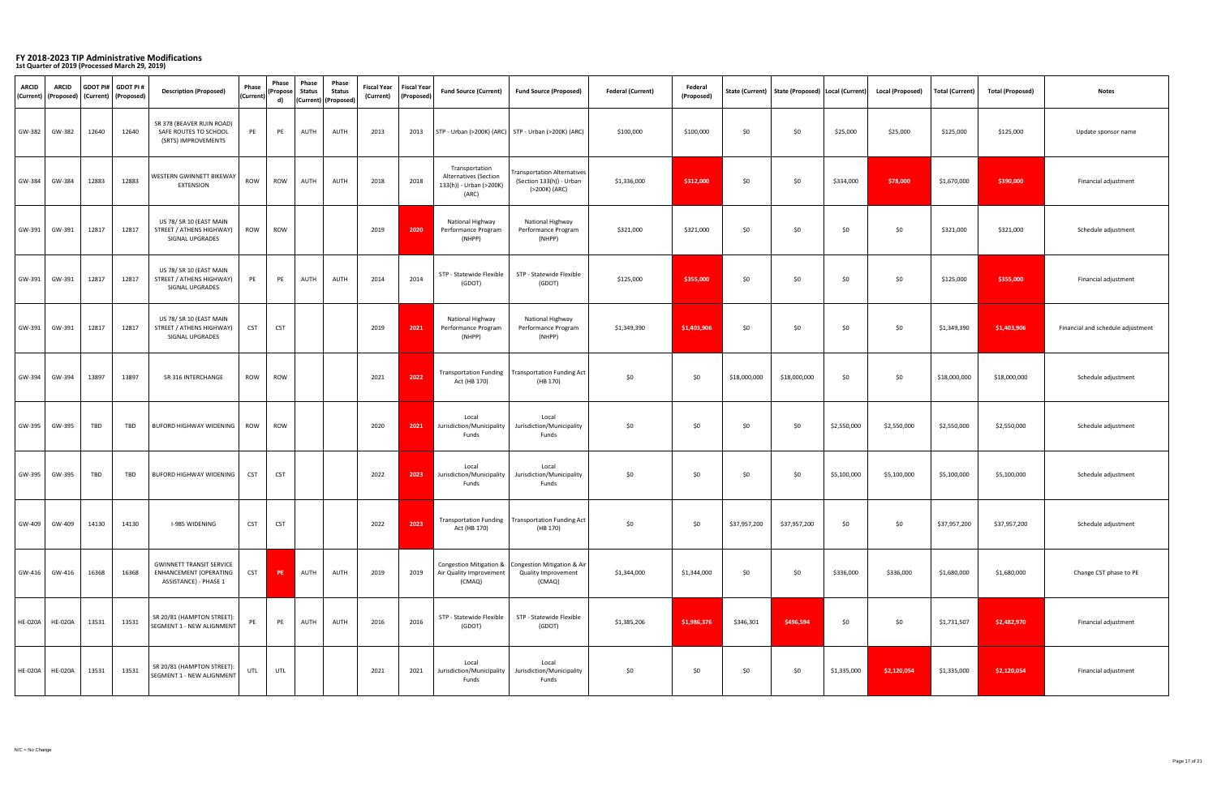# FY 2018-2023 TIP Administrative Modifications

**1st Quarter of 2019 (Processed March 29, 2019)**

| ARCID (Current) | ARCID (Proposed) | GDOT PI# (Current) | GDOT PI # (Proposed) | Description (Proposed) | Phase (Current) | Phase (Proposed) | Phase Status (Current) | Phase Status (Proposed) | Fiscal Year (Current) | Fiscal Year (Proposed) | Fund Source (Current) | Fund Source (Proposed) | Federal (Current) | Federal (Proposed) | State (Current) | State (Proposed) | Local (Current) | Local (Proposed) | Total (Current) | Total (Proposed) | Notes |
|---|---|---|---|---|---|---|---|---|---|---|---|---|---|---|---|---|---|---|---|---|---|
| GW-382 | GW-382 | 12640 | 12640 | SR 378 (BEAVER RUIN ROAD) SAFE ROUTES TO SCHOOL (SRTS) IMPROVEMENTS | PE | PE | AUTH | AUTH | 2013 | 2013 | STP - Urban (>200K) (ARC) | STP - Urban (>200K) (ARC) | $100,000 | $100,000 | $0 | $0 | $25,000 | $25,000 | $125,000 | $125,000 | Update sponsor name |
| GW-384 | GW-384 | 12883 | 12883 | WESTERN GWINNETT BIKEWAY EXTENSION | ROW | ROW | AUTH | AUTH | 2018 | 2018 | Transportation Alternatives (Section 133(h)) - Urban (>200K) (ARC) | Transportation Alternatives (Section 133(h)) - Urban (>200K) (ARC) | $1,336,000 | $312,000 | $0 | $0 | $334,000 | $78,000 | $1,670,000 | $390,000 | Financial adjustment |
| GW-391 | GW-391 | 12817 | 12817 | US 78/ SR 10 (EAST MAIN STREET / ATHENS HIGHWAY) SIGNAL UPGRADES | ROW | ROW | | | 2019 | 2020 | National Highway Performance Program (NHPP) | National Highway Performance Program (NHPP) | $321,000 | $321,000 | $0 | $0 | $0 | $0 | $321,000 | $321,000 | Schedule adjustment |
| GW-391 | GW-391 | 12817 | 12817 | US 78/ SR 10 (EAST MAIN STREET / ATHENS HIGHWAY) SIGNAL UPGRADES | PE | PE | AUTH | AUTH | 2014 | 2014 | STP - Statewide Flexible (GDOT) | STP - Statewide Flexible (GDOT) | $125,000 | $355,000 | $0 | $0 | $0 | $0 | $125,000 | $355,000 | Financial adjustment |
| GW-391 | GW-391 | 12817 | 12817 | US 78/ SR 10 (EAST MAIN STREET / ATHENS HIGHWAY) SIGNAL UPGRADES | CST | CST | | | 2019 | 2021 | National Highway Performance Program (NHPP) | National Highway Performance Program (NHPP) | $1,349,390 | $1,403,906 | $0 | $0 | $0 | $0 | $1,349,390 | $1,403,906 | Financial and schedule adjustment |
| GW-394 | GW-394 | 13897 | 13897 | SR 316 INTERCHANGE | ROW | ROW | | | 2021 | 2022 | Transportation Funding Act (HB 170) | Transportation Funding Act (HB 170) | $0 | $0 | $18,000,000 | $18,000,000 | $0 | $0 | $18,000,000 | $18,000,000 | Schedule adjustment |
| GW-395 | GW-395 | TBD | TBD | BUFORD HIGHWAY WIDENING | ROW | ROW | | | 2020 | 2021 | Local Jurisdiction/Municipality Funds | Local Jurisdiction/Municipality Funds | $0 | $0 | $0 | $0 | $2,550,000 | $2,550,000 | $2,550,000 | $2,550,000 | Schedule adjustment |
| GW-395 | GW-395 | TBD | TBD | BUFORD HIGHWAY WIDENING | CST | CST | | | 2022 | 2023 | Local Jurisdiction/Municipality Funds | Local Jurisdiction/Municipality Funds | $0 | $0 | $0 | $0 | $5,100,000 | $5,100,000 | $5,100,000 | $5,100,000 | Schedule adjustment |
| GW-409 | GW-409 | 14130 | 14130 | I-985 WIDENING | CST | CST | | | 2022 | 2023 | Transportation Funding Act (HB 170) | Transportation Funding Act (HB 170) | $0 | $0 | $37,957,200 | $37,957,200 | $0 | $0 | $37,957,200 | $37,957,200 | Schedule adjustment |
| GW-416 | GW-416 | 16368 | 16368 | GWINNETT TRANSIT SERVICE ENHANCEMENT (OPERATING ASSISTANCE) - PHASE 1 | CST | PE | AUTH | AUTH | 2019 | 2019 | Congestion Mitigation & Air Quality Improvement (CMAQ) | Congestion Mitigation & Air Quality Improvement (CMAQ) | $1,344,000 | $1,344,000 | $0 | $0 | $336,000 | $336,000 | $1,680,000 | $1,680,000 | Change CST phase to PE |
| HE-020A | HE-020A | 13531 | 13531 | SR 20/81 (HAMPTON STREET): SEGMENT 1 - NEW ALIGNMENT | PE | PE | AUTH | AUTH | 2016 | 2016 | STP - Statewide Flexible (GDOT) | STP - Statewide Flexible (GDOT) | $1,385,206 | $1,986,376 | $346,301 | $496,594 | $0 | $0 | $1,731,507 | $2,482,970 | Financial adjustment |
| HE-020A | HE-020A | 13531 | 13531 | SR 20/81 (HAMPTON STREET): SEGMENT 1 - NEW ALIGNMENT | UTL | UTL | | | 2021 | 2021 | Local Jurisdiction/Municipality Funds | Local Jurisdiction/Municipality Funds | $0 | $0 | $0 | $0 | $1,335,000 | $2,120,054 | $1,335,000 | $2,120,054 | Financial adjustment |

N/C = No Change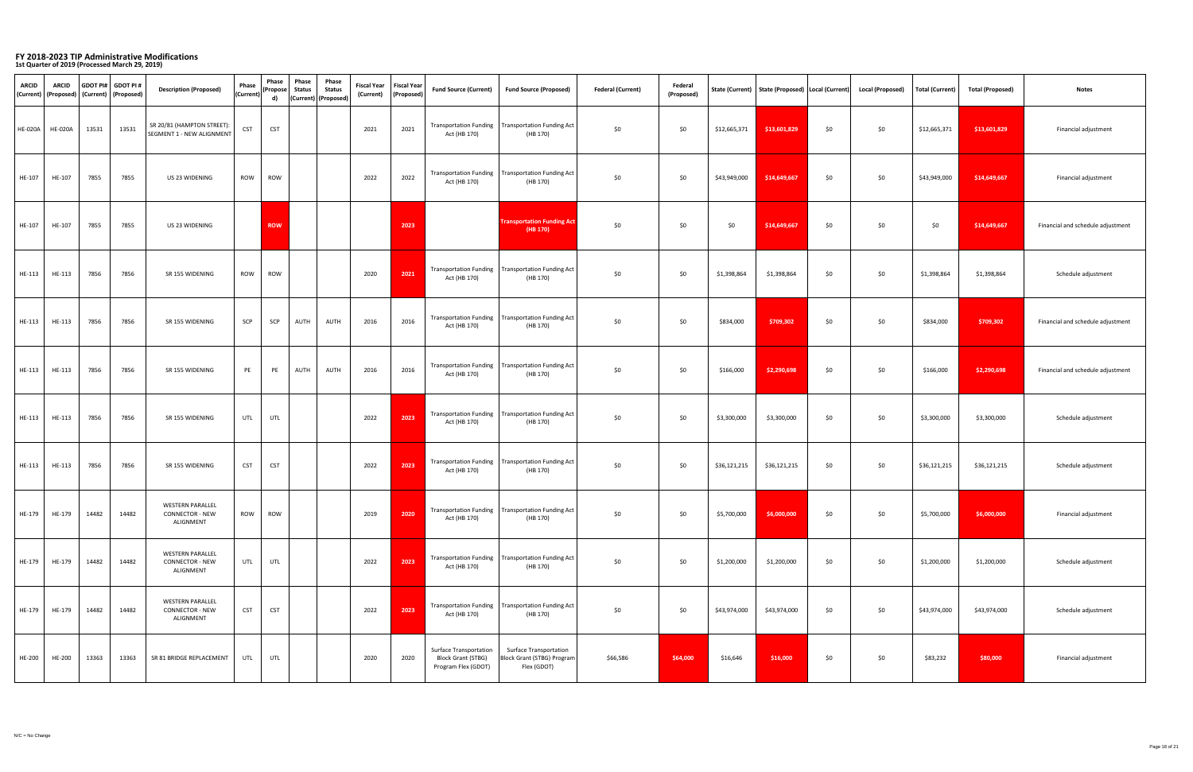# FY 2018-2023 TIP Administrative Modifications
**1st Quarter of 2019 (Processed March 29, 2019)**

| ARCID (Current) | ARCID (Proposed) | GDOT PI# (Current) | GDOT PI # (Proposed) | Description (Proposed) | Phase (Current) | Phase (Proposed) | Phase Status (Current) | Phase Status (Proposed) | Fiscal Year (Current) | Fiscal Year (Proposed) | Fund Source (Current) | Fund Source (Proposed) | Federal (Current) | Federal (Proposed) | State (Current) | State (Proposed) | Local (Current) | Local (Proposed) | Total (Current) | Total (Proposed) | Notes |
|---|---|---|---|---|---|---|---|---|---|---|---|---|---|---|---|---|---|---|---|---|---|
| HE-020A | HE-020A | 13531 | 13531 | SR 20/81 (HAMPTON STREET): SEGMENT 1 - NEW ALIGNMENT | CST | CST | | | 2021 | 2021 | Transportation Funding Act (HB 170) | Transportation Funding Act (HB 170) | $0 | $0 | $12,665,371 | $13,601,829 | $0 | $0 | $12,665,371 | $13,601,829 | Financial adjustment |
| HE-107 | HE-107 | 7855 | 7855 | US 23 WIDENING | ROW | ROW | | | 2022 | 2022 | Transportation Funding Act (HB 170) | Transportation Funding Act (HB 170) | $0 | $0 | $43,949,000 | $14,649,667 | $0 | $0 | $43,949,000 | $14,649,667 | Financial adjustment |
| HE-107 | HE-107 | 7855 | 7855 | US 23 WIDENING | | ROW | | | | 2023 | | Transportation Funding Act (HB 170) | $0 | $0 | $0 | $14,649,667 | $0 | $0 | $0 | $14,649,667 | Financial and schedule adjustment |
| HE-113 | HE-113 | 7856 | 7856 | SR 155 WIDENING | ROW | ROW | | | 2020 | 2021 | Transportation Funding Act (HB 170) | Transportation Funding Act (HB 170) | $0 | $0 | $1,398,864 | $1,398,864 | $0 | $0 | $1,398,864 | $1,398,864 | Schedule adjustment |
| HE-113 | HE-113 | 7856 | 7856 | SR 155 WIDENING | SCP | SCP | AUTH | AUTH | 2016 | 2016 | Transportation Funding Act (HB 170) | Transportation Funding Act (HB 170) | $0 | $0 | $834,000 | $709,302 | $0 | $0 | $834,000 | $709,302 | Financial and schedule adjustment |
| HE-113 | HE-113 | 7856 | 7856 | SR 155 WIDENING | PE | PE | AUTH | AUTH | 2016 | 2016 | Transportation Funding Act (HB 170) | Transportation Funding Act (HB 170) | $0 | $0 | $166,000 | $2,290,698 | $0 | $0 | $166,000 | $2,290,698 | Financial and schedule adjustment |
| HE-113 | HE-113 | 7856 | 7856 | SR 155 WIDENING | UTL | UTL | | | 2022 | 2023 | Transportation Funding Act (HB 170) | Transportation Funding Act (HB 170) | $0 | $0 | $3,300,000 | $3,300,000 | $0 | $0 | $3,300,000 | $3,300,000 | Schedule adjustment |
| HE-113 | HE-113 | 7856 | 7856 | SR 155 WIDENING | CST | CST | | | 2022 | 2023 | Transportation Funding Act (HB 170) | Transportation Funding Act (HB 170) | $0 | $0 | $36,121,215 | $36,121,215 | $0 | $0 | $36,121,215 | $36,121,215 | Schedule adjustment |
| HE-179 | HE-179 | 14482 | 14482 | WESTERN PARALLEL CONNECTOR - NEW ALIGNMENT | ROW | ROW | | | 2019 | 2020 | Transportation Funding Act (HB 170) | Transportation Funding Act (HB 170) | $0 | $0 | $5,700,000 | $6,000,000 | $0 | $0 | $5,700,000 | $6,000,000 | Financial adjustment |
| HE-179 | HE-179 | 14482 | 14482 | WESTERN PARALLEL CONNECTOR - NEW ALIGNMENT | UTL | UTL | | | 2022 | 2023 | Transportation Funding Act (HB 170) | Transportation Funding Act (HB 170) | $0 | $0 | $1,200,000 | $1,200,000 | $0 | $0 | $1,200,000 | $1,200,000 | Schedule adjustment |
| HE-179 | HE-179 | 14482 | 14482 | WESTERN PARALLEL CONNECTOR - NEW ALIGNMENT | CST | CST | | | 2022 | 2023 | Transportation Funding Act (HB 170) | Transportation Funding Act (HB 170) | $0 | $0 | $43,974,000 | $43,974,000 | $0 | $0 | $43,974,000 | $43,974,000 | Schedule adjustment |
| HE-200 | HE-200 | 13363 | 13363 | SR 81 BRIDGE REPLACEMENT | UTL | UTL | | | 2020 | 2020 | Surface Transportation Block Grant (STBG) Program Flex (GDOT) | Surface Transportation Block Grant (STBG) Program Flex (GDOT) | $66,586 | $64,000 | $16,646 | $16,000 | $0 | $0 | $83,232 | $80,000 | Financial adjustment |

N/C = No Change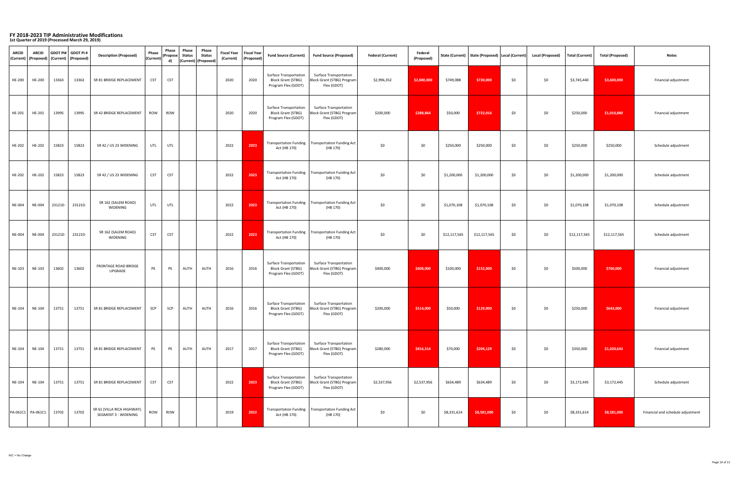# FY 2018-2023 TIP Administrative Modifications

**1st Quarter of 2019 (Processed March 29, 2019)**

| ARCID (Current) | ARCID (Proposed) | GDOT PI# (Current) | GDOT PI # (Proposed) | Description (Proposed) | Phase (Current) | Phase (Proposed) | Phase Status (Current) | Phase Status (Proposed) | Fiscal Year (Current) | Fiscal Year (Proposed) | Fund Source (Current) | Fund Source (Proposed) | Federal (Current) | Federal (Proposed) | State (Current) | State (Proposed) | Local (Current) | Local (Proposed) | Total (Current) | Total (Proposed) | Notes |
|---|---|---|---|---|---|---|---|---|---|---|---|---|---|---|---|---|---|---|---|---|---|
| HE-200 | HE-200 | 13363 | 13363 | SR 81 BRIDGE REPLACEMENT | CST | CST | | | 2020 | 2020 | Surface Transportation Block Grant (STBG) Program Flex (GDOT) | Surface Transportation Block Grant (STBG) Program Flex (GDOT) | $2,996,352 | $2,880,000 | $749,088 | $720,000 | $0 | $0 | $3,745,440 | $3,600,000 | Financial adjustment |
| HE-201 | HE-201 | 13995 | 13995 | SR 42 BRIDGE REPLACEMENT | ROW | ROW | | | 2020 | 2020 | Surface Transportation Block Grant (STBG) Program Flex (GDOT) | Surface Transportation Block Grant (STBG) Program Flex (GDOT) | $200,000 | $288,864 | $50,000 | $722,016 | $0 | $0 | $250,000 | $1,010,880 | Financial adjustment |
| HE-202 | HE-202 | 15823 | 15823 | SR 42 / US 23 WIDENING | UTL | UTL | | | 2022 | 2023 | Transportation Funding Act (HB 170) | Transportation Funding Act (HB 170) | $0 | $0 | $250,000 | $250,000 | $0 | $0 | $250,000 | $250,000 | Schedule adjustment |
| HE-202 | HE-202 | 15823 | 15823 | SR 42 / US 23 WIDENING | CST | CST | | | 2022 | 2023 | Transportation Funding Act (HB 170) | Transportation Funding Act (HB 170) | $0 | $0 | $1,200,000 | $1,200,000 | $0 | $0 | $1,200,000 | $1,200,000 | Schedule adjustment |
| NE-004 | NE-004 | 231210- | 231210- | SR 162 (SALEM ROAD) WIDENING | UTL | UTL | | | 2022 | 2023 | Transportation Funding Act (HB 170) | Transportation Funding Act (HB 170) | $0 | $0 | $1,070,108 | $1,070,108 | $0 | $0 | $1,070,108 | $1,070,108 | Schedule adjustment |
| NE-004 | NE-004 | 231210- | 231210- | SR 162 (SALEM ROAD) WIDENING | CST | CST | | | 2022 | 2023 | Transportation Funding Act (HB 170) | Transportation Funding Act (HB 170) | $0 | $0 | $12,117,565 | $12,117,565 | $0 | $0 | $12,117,565 | $12,117,565 | Schedule adjustment |
| NE-103 | NE-103 | 13602 | 13602 | FRONTAGE ROAD BRIDGE UPGRADE | PE | PE | AUTH | AUTH | 2016 | 2016 | Surface Transportation Block Grant (STBG) Program Flex (GDOT) | Surface Transportation Block Grant (STBG) Program Flex (GDOT) | $400,000 | $608,000 | $100,000 | $152,000 | $0 | $0 | $500,000 | $760,000 | Financial adjustment |
| NE-104 | NE-104 | 13751 | 13751 | SR 81 BRIDGE REPLACEMENT | SCP | SCP | AUTH | AUTH | 2016 | 2016 | Surface Transportation Block Grant (STBG) Program Flex (GDOT) | Surface Transportation Block Grant (STBG) Program Flex (GDOT) | $200,000 | $514,000 | $50,000 | $129,000 | $0 | $0 | $250,000 | $643,000 | Financial adjustment |
| NE-104 | NE-104 | 13751 | 13751 | SR 81 BRIDGE REPLACEMENT | PE | PE | AUTH | AUTH | 2017 | 2017 | Surface Transportation Block Grant (STBG) Program Flex (GDOT) | Surface Transportation Block Grant (STBG) Program Flex (GDOT) | $280,000 | $816,514 | $70,000 | $204,129 | $0 | $0 | $350,000 | $1,020,643 | Financial adjustment |
| NE-104 | NE-104 | 13751 | 13751 | SR 81 BRIDGE REPLACEMENT | CST | CST | | | 2022 | 2023 | Surface Transportation Block Grant (STBG) Program Flex (GDOT) | Surface Transportation Block Grant (STBG) Program Flex (GDOT) | $2,537,956 | $2,537,956 | $634,489 | $634,489 | $0 | $0 | $3,172,445 | $3,172,445 | Schedule adjustment |
| PA-061C1 | PA-061C1 | 13702 | 13702 | SR 61 (VILLA RICA HIGHWAY): SEGMENT 3 - WIDENING | ROW | ROW | | | 2019 | 2022 | Transportation Funding Act (HB 170) | Transportation Funding Act (HB 170) | $0 | $0 | $8,331,614 | $8,581,000 | $0 | $0 | $8,331,614 | $8,581,000 | Financial and schedule adjustment |

N/C = No Change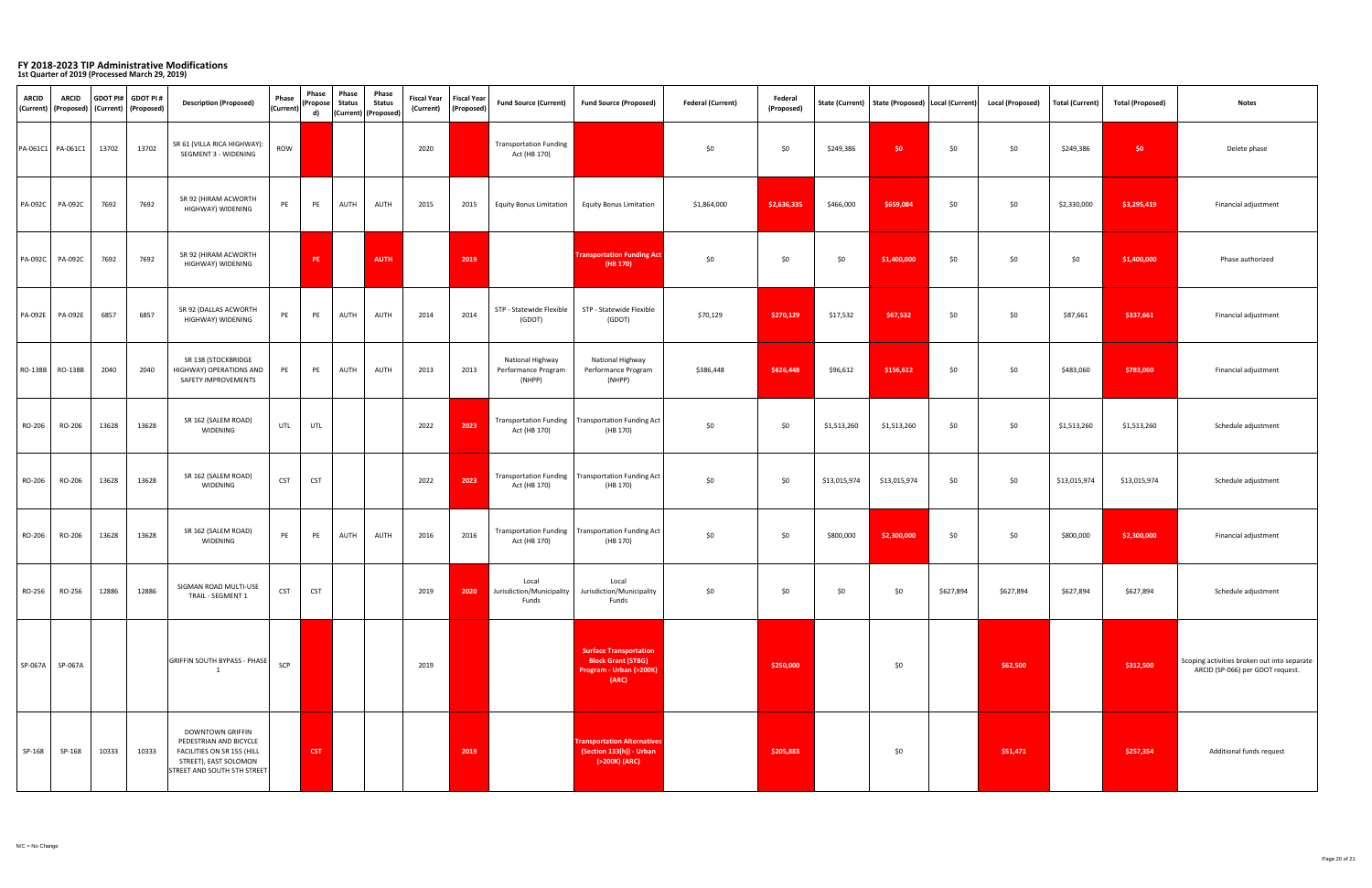# FY 2018-2023 TIP Administrative Modifications

**1st Quarter of 2019 (Processed March 29, 2019)**

| ARCID (Current) | ARCID (Proposed) | GDOT PI# (Current) | GDOT PI # (Proposed) | Description (Proposed) | Phase (Current) | Phase (Proposed) | Phase Status (Current) | Phase Status (Proposed) | Fiscal Year (Current) | Fiscal Year (Proposed) | Fund Source (Current) | Fund Source (Proposed) | Federal (Current) | Federal (Proposed) | State (Current) | State (Proposed) | Local (Current) | Local (Proposed) | Total (Current) | Total (Proposed) | Notes |
|---|---|---|---|---|---|---|---|---|---|---|---|---|---|---|---|---|---|---|---|---|---|
| PA-061C1 | PA-061C1 | 13702 | 13702 | SR 61 (VILLA RICA HIGHWAY): SEGMENT 3 - WIDENING | ROW | | | | 2020 | | Transportation Funding Act (HB 170) | | $0 | $0 | $249,386 | $0 | $0 | $0 | $249,386 | $0 | Delete phase |
| PA-092C | PA-092C | 7692 | 7692 | SR 92 (HIRAM ACWORTH HIGHWAY) WIDENING | PE | PE | AUTH | AUTH | 2015 | 2015 | Equity Bonus Limitation | Equity Bonus Limitation | $1,864,000 | $2,636,335 | $466,000 | $659,084 | $0 | $0 | $2,330,000 | $3,295,419 | Financial adjustment |
| PA-092C | PA-092C | 7692 | 7692 | SR 92 (HIRAM ACWORTH HIGHWAY) WIDENING | | PE | | AUTH | | 2019 | | Transportation Funding Act (HB 170) | $0 | $0 | $0 | $1,400,000 | $0 | $0 | $0 | $1,400,000 | Phase authorized |
| PA-092E | PA-092E | 6857 | 6857 | SR 92 (DALLAS ACWORTH HIGHWAY) WIDENING | PE | PE | AUTH | AUTH | 2014 | 2014 | STP - Statewide Flexible (GDOT) | STP - Statewide Flexible (GDOT) | $70,129 | $270,129 | $17,532 | $67,532 | $0 | $0 | $87,661 | $337,661 | Financial adjustment |
| RO-138B | RO-138B | 2040 | 2040 | SR 138 (STOCKBRIDGE HIGHWAY) OPERATIONS AND SAFETY IMPROVEMENTS | PE | PE | AUTH | AUTH | 2013 | 2013 | National Highway Performance Program (NHPP) | National Highway Performance Program (NHPP) | $386,448 | $626,448 | $96,612 | $156,612 | $0 | $0 | $483,060 | $783,060 | Financial adjustment |
| RO-206 | RO-206 | 13628 | 13628 | SR 162 (SALEM ROAD) WIDENING | UTL | UTL | | | 2022 | 2023 | Transportation Funding Act (HB 170) | Transportation Funding Act (HB 170) | $0 | $0 | $1,513,260 | $1,513,260 | $0 | $0 | $1,513,260 | $1,513,260 | Schedule adjustment |
| RO-206 | RO-206 | 13628 | 13628 | SR 162 (SALEM ROAD) WIDENING | CST | CST | | | 2022 | 2023 | Transportation Funding Act (HB 170) | Transportation Funding Act (HB 170) | $0 | $0 | $13,015,974 | $13,015,974 | $0 | $0 | $13,015,974 | $13,015,974 | Schedule adjustment |
| RO-206 | RO-206 | 13628 | 13628 | SR 162 (SALEM ROAD) WIDENING | PE | PE | AUTH | AUTH | 2016 | 2016 | Transportation Funding Act (HB 170) | Transportation Funding Act (HB 170) | $0 | $0 | $800,000 | $2,300,000 | $0 | $0 | $800,000 | $2,300,000 | Financial adjustment |
| RO-256 | RO-256 | 12886 | 12886 | SIGMAN ROAD MULTI-USE TRAIL - SEGMENT 1 | CST | CST | | | 2019 | 2020 | Local Jurisdiction/Municipality Funds | Local Jurisdiction/Municipality Funds | $0 | $0 | $0 | $0 | $627,894 | $627,894 | $627,894 | $627,894 | Schedule adjustment |
| SP-067A | SP-067A | | | GRIFFIN SOUTH BYPASS - PHASE 1 | SCP | | | | 2019 | | | Surface Transportation Block Grant (STBG) Program - Urban (>200K) (ARC) | | $250,000 | | $0 | | $62,500 | | $312,500 | Scoping activities broken out into separate ARCID (SP-066) per GDOT request. |
| SP-168 | SP-168 | 10333 | 10333 | DOWNTOWN GRIFFIN PEDESTRIAN AND BICYCLE FACILITIES ON SR 155 (HILL STREET), EAST SOLOMON STREET AND SOUTH 5TH STREET | | CST | | | | 2019 | | Transportation Alternatives (Section 133(h)) - Urban (>200K) (ARC) | | $205,883 | | $0 | | $51,471 | | $257,354 | Additional funds request |

N/C = No Change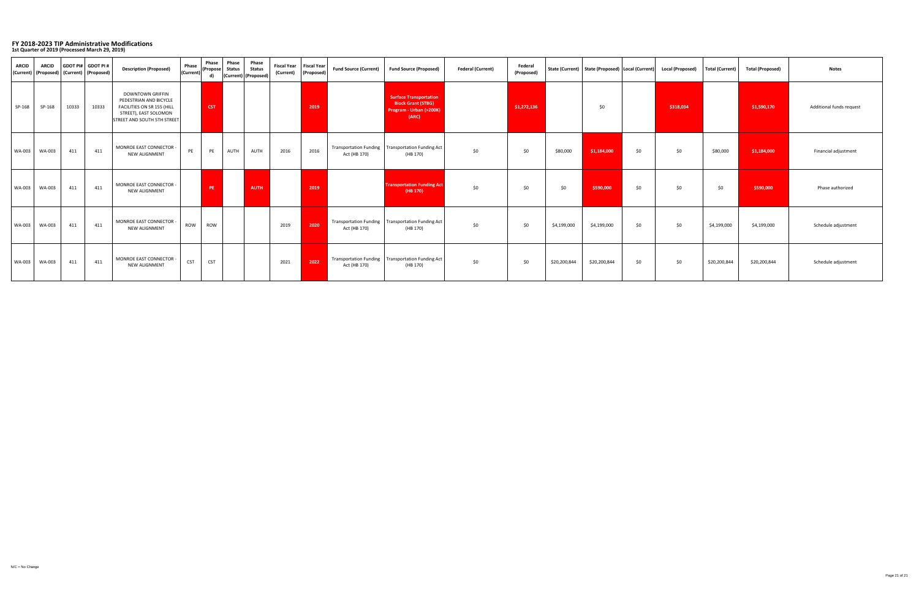# FY 2018-2023 TIP Administrative Modifications

**1st Quarter of 2019 (Processed March 29, 2019)**

| ARCID (Current) | ARCID (Proposed) | GDOT PI# (Current) | GDOT PI # (Proposed) | Description (Proposed) | Phase (Current) | Phase (Proposed) | Phase Status (Current) | Phase Status (Proposed) | Fiscal Year (Current) | Fiscal Year (Proposed) | Fund Source (Current) | Fund Source (Proposed) | Federal (Current) | Federal (Proposed) | State (Current) | State (Proposed) | Local (Current) | Local (Proposed) | Total (Current) | Total (Proposed) | Notes |
|---|---|---|---|---|---|---|---|---|---|---|---|---|---|---|---|---|---|---|---|---|---|
| SP-168 | SP-168 | 10333 | 10333 | DOWNTOWN GRIFFIN PEDESTRIAN AND BICYCLE FACILITIES ON SR 155 (HILL STREET), EAST SOLOMON STREET AND SOUTH 5TH STREET | | CST | | | | 2019 | | Surface Transportation Block Grant (STBG) Program - Urban (>200K) (ARC) | | $1,272,136 | | $0 | | $318,034 | | $1,590,170 | Additional funds request |
| WA-003 | WA-003 | 411 | 411 | MONROE EAST CONNECTOR - NEW ALIGNMENT | PE | PE | AUTH | AUTH | 2016 | 2016 | Transportation Funding Act (HB 170) | Transportation Funding Act (HB 170) | $0 | $0 | $80,000 | $1,184,000 | $0 | $0 | $80,000 | $1,184,000 | Financial adjustment |
| WA-003 | WA-003 | 411 | 411 | MONROE EAST CONNECTOR - NEW ALIGNMENT | | PE | | AUTH | | 2019 | | Transportation Funding Act (HB 170) | $0 | $0 | $0 | $590,000 | $0 | $0 | $0 | $590,000 | Phase authorized |
| WA-003 | WA-003 | 411 | 411 | MONROE EAST CONNECTOR - NEW ALIGNMENT | ROW | ROW | | | 2019 | 2020 | Transportation Funding Act (HB 170) | Transportation Funding Act (HB 170) | $0 | $0 | $4,199,000 | $4,199,000 | $0 | $0 | $4,199,000 | $4,199,000 | Schedule adjustment |
| WA-003 | WA-003 | 411 | 411 | MONROE EAST CONNECTOR - NEW ALIGNMENT | CST | CST | | | 2021 | 2022 | Transportation Funding Act (HB 170) | Transportation Funding Act (HB 170) | $0 | $0 | $20,200,844 | $20,200,844 | $0 | $0 | $20,200,844 | $20,200,844 | Schedule adjustment |

N/C = No Change